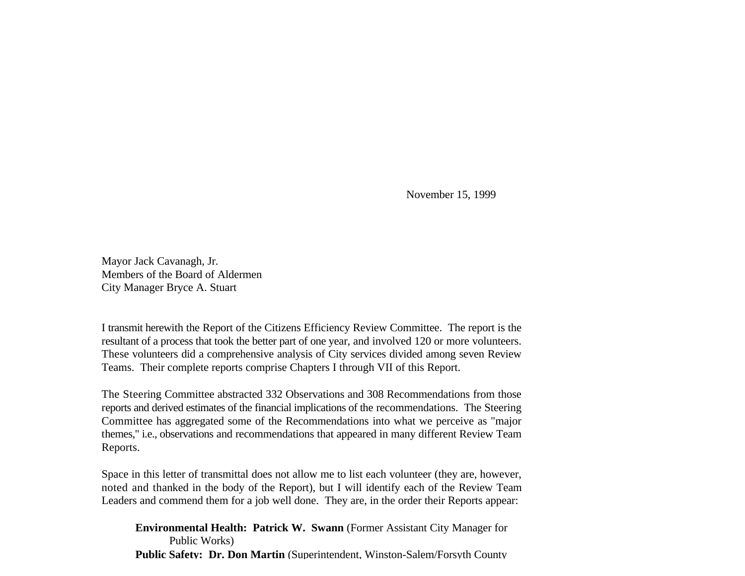November 15, 1999

Mayor Jack Cavanagh, Jr.
Members of the Board of Aldermen
City Manager Bryce A. Stuart

I transmit herewith the Report of the Citizens Efficiency Review Committee. The report is the resultant of a process that took the better part of one year, and involved 120 or more volunteers. These volunteers did a comprehensive analysis of City services divided among seven Review Teams. Their complete reports comprise Chapters I through VII of this Report.

The Steering Committee abstracted 332 Observations and 308 Recommendations from those reports and derived estimates of the financial implications of the recommendations. The Steering Committee has aggregated some of the Recommendations into what we perceive as "major themes," i.e., observations and recommendations that appeared in many different Review Team Reports.

Space in this letter of transmittal does not allow me to list each volunteer (they are, however, noted and thanked in the body of the Report), but I will identify each of the Review Team Leaders and commend them for a job well done. They are, in the order their Reports appear:

**Environmental Health: Patrick W. Swann** (Former Assistant City Manager for Public Works)

**Public Safety: Dr. Don Martin** (Superintendent, Winston-Salem/Forsyth County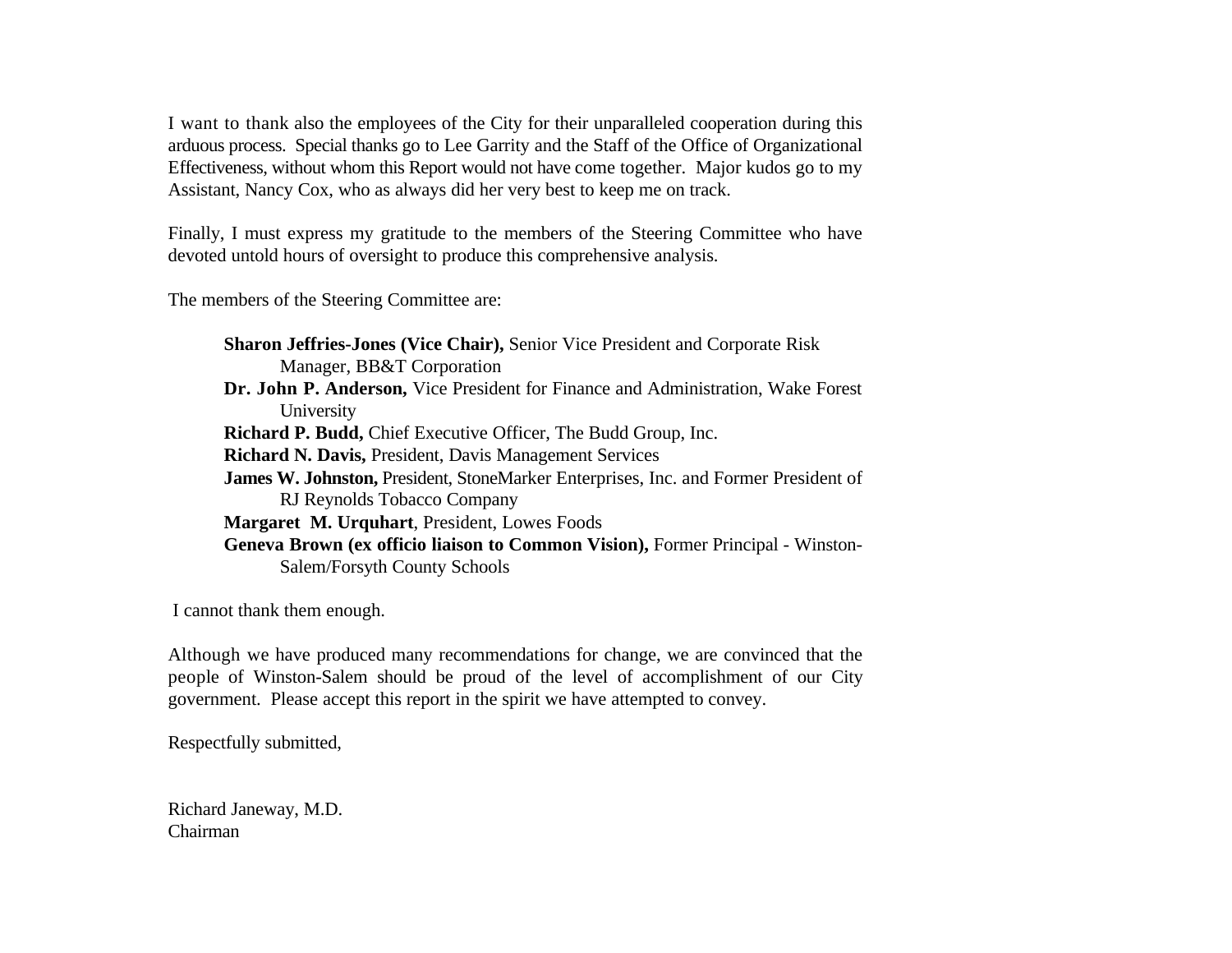I want to thank also the employees of the City for their unparalleled cooperation during this arduous process. Special thanks go to Lee Garrity and the Staff of the Office of Organizational Effectiveness, without whom this Report would not have come together. Major kudos go to my Assistant, Nancy Cox, who as always did her very best to keep me on track.

Finally, I must express my gratitude to the members of the Steering Committee who have devoted untold hours of oversight to produce this comprehensive analysis.

The members of the Steering Committee are:

- **Sharon Jeffries-Jones (Vice Chair),** Senior Vice President and Corporate Risk Manager, BB&T Corporation
- **Dr. John P. Anderson,** Vice President for Finance and Administration, Wake Forest University
- **Richard P. Budd,** Chief Executive Officer, The Budd Group, Inc.
- **Richard N. Davis,** President, Davis Management Services
- **James W. Johnston,** President, StoneMarker Enterprises, Inc. and Former President of RJ Reynolds Tobacco Company
- **Margaret M. Urquhart**, President, Lowes Foods
- **Geneva Brown (ex officio liaison to Common Vision),** Former Principal - Winston-Salem/Forsyth County Schools

I cannot thank them enough.

Although we have produced many recommendations for change, we are convinced that the people of Winston-Salem should be proud of the level of accomplishment of our City government. Please accept this report in the spirit we have attempted to convey.

Respectfully submitted,

Richard Janeway, M.D.
Chairman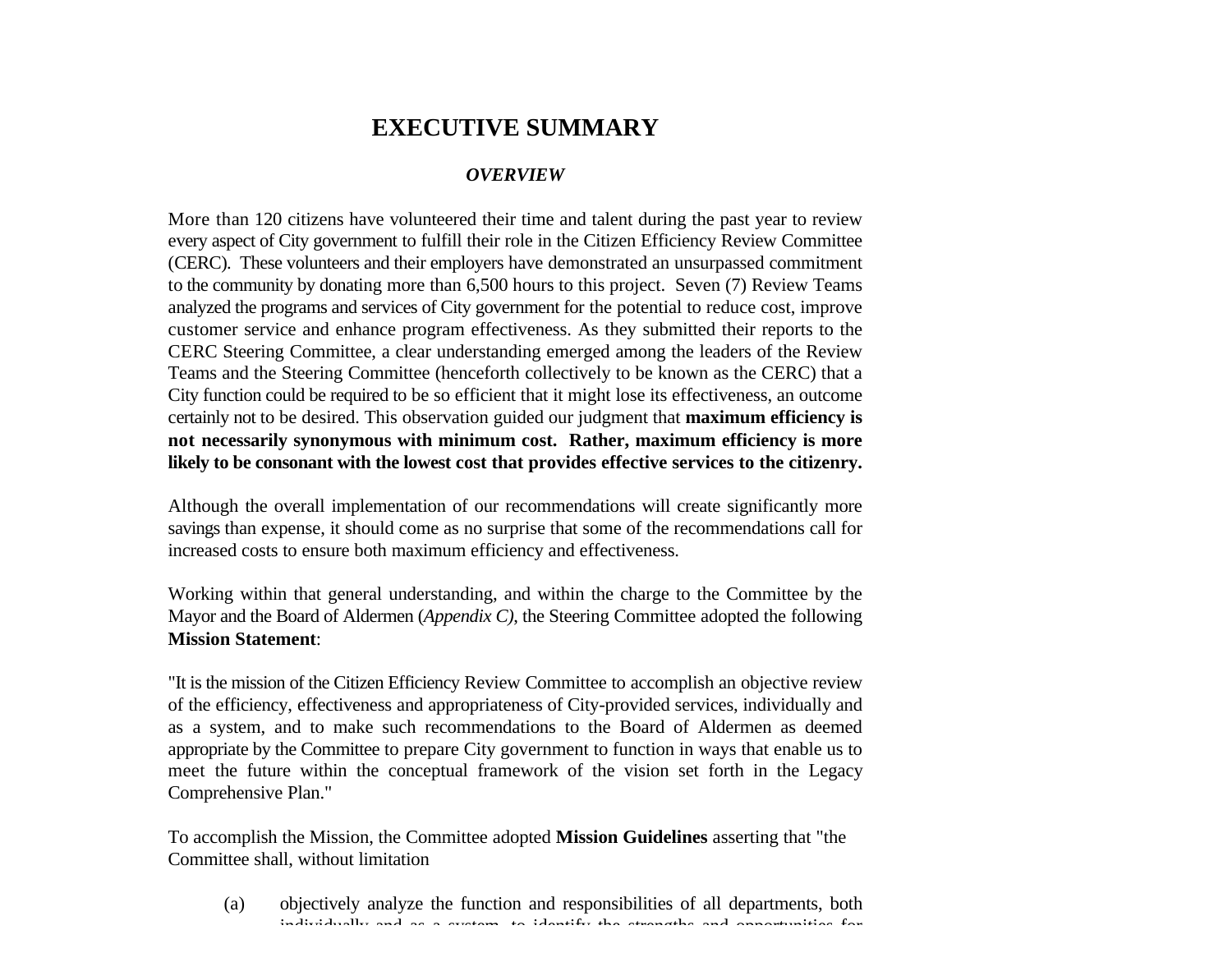# EXECUTIVE SUMMARY

## *OVERVIEW*

More than 120 citizens have volunteered their time and talent during the past year to review every aspect of City government to fulfill their role in the Citizen Efficiency Review Committee (CERC). These volunteers and their employers have demonstrated an unsurpassed commitment to the community by donating more than 6,500 hours to this project. Seven (7) Review Teams analyzed the programs and services of City government for the potential to reduce cost, improve customer service and enhance program effectiveness. As they submitted their reports to the CERC Steering Committee, a clear understanding emerged among the leaders of the Review Teams and the Steering Committee (henceforth collectively to be known as the CERC) that a City function could be required to be so efficient that it might lose its effectiveness, an outcome certainly not to be desired. This observation guided our judgment that **maximum efficiency is not necessarily synonymous with minimum cost. Rather, maximum efficiency is more likely to be consonant with the lowest cost that provides effective services to the citizenry.**

Although the overall implementation of our recommendations will create significantly more savings than expense, it should come as no surprise that some of the recommendations call for increased costs to ensure both maximum efficiency and effectiveness.

Working within that general understanding, and within the charge to the Committee by the Mayor and the Board of Aldermen (*Appendix C)*, the Steering Committee adopted the following **Mission Statement**:

"It is the mission of the Citizen Efficiency Review Committee to accomplish an objective review of the efficiency, effectiveness and appropriateness of City-provided services, individually and as a system, and to make such recommendations to the Board of Aldermen as deemed appropriate by the Committee to prepare City government to function in ways that enable us to meet the future within the conceptual framework of the vision set forth in the Legacy Comprehensive Plan."

To accomplish the Mission, the Committee adopted **Mission Guidelines** asserting that "the Committee shall, without limitation

(a) objectively analyze the function and responsibilities of all departments, both individually and as a system, to identify the strengths and opportunities for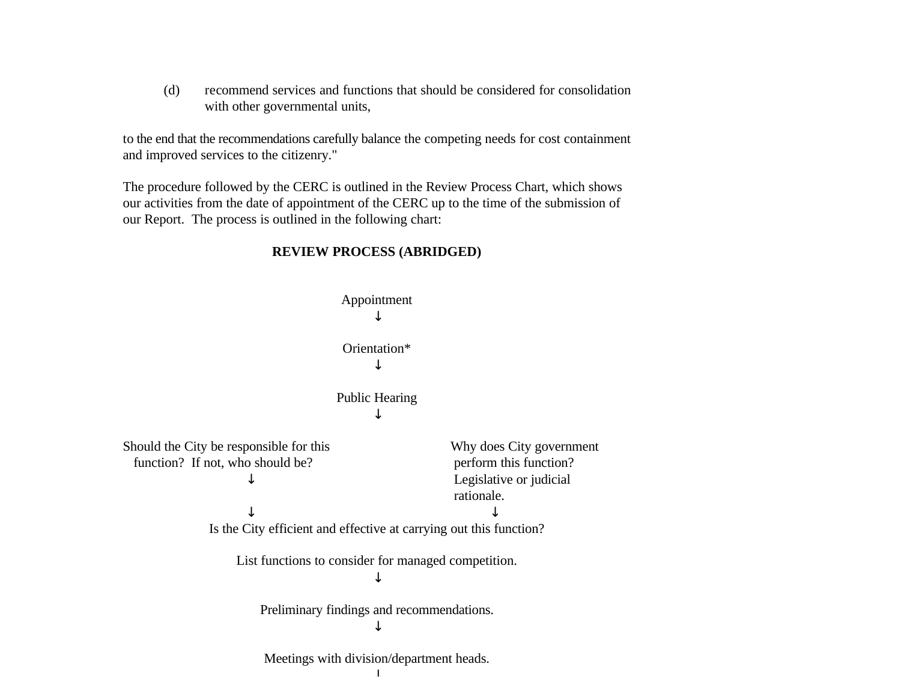(d) recommend services and functions that should be considered for consolidation with other governmental units,

to the end that the recommendations carefully balance the competing needs for cost containment and improved services to the citizenry."

The procedure followed by the CERC is outlined in the Review Process Chart, which shows our activities from the date of appointment of the CERC up to the time of the submission of our Report. The process is outlined in the following chart:

**REVIEW PROCESS (ABRIDGED)**

Appointment

↓

Orientation*

↓

Public Hearing

↓

Should the City be responsible for this function? If not, who should be?

↓

↓

Why does City government perform this function? Legislative or judicial rationale.

↓

Is the City efficient and effective at carrying out this function?

List functions to consider for managed competition.

↓

Preliminary findings and recommendations.

↓

Meetings with division/department heads.

↓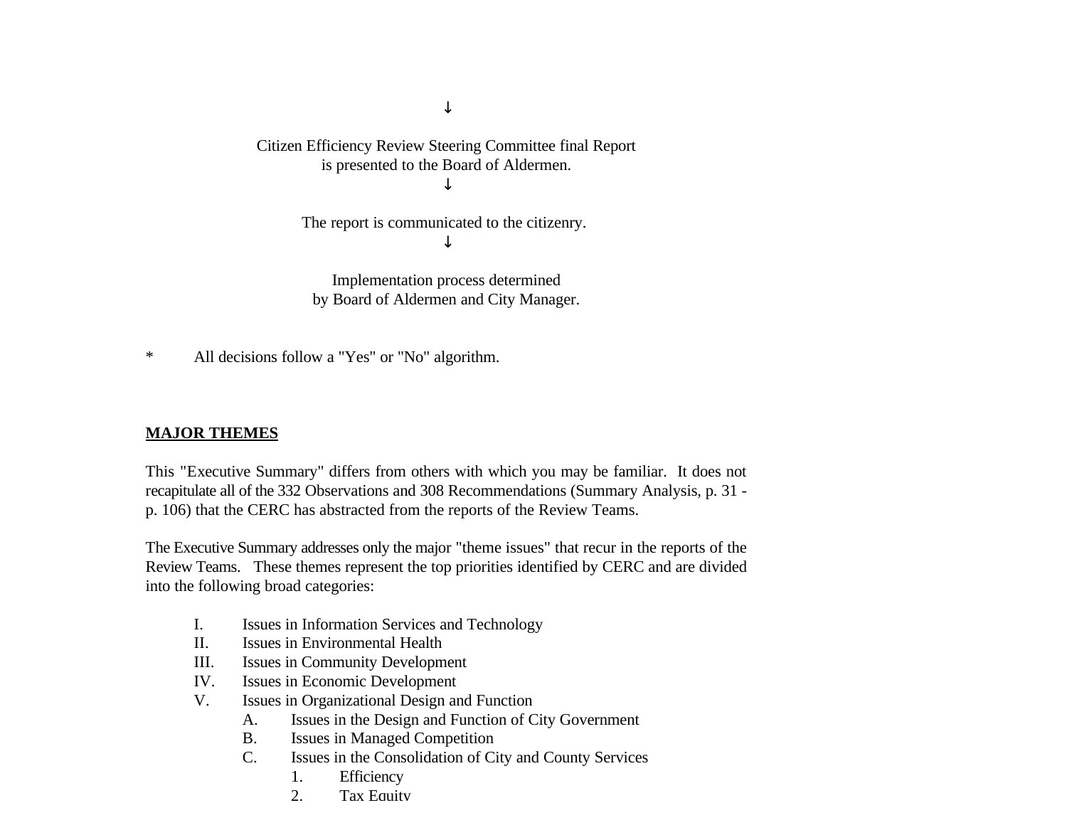↓

Citizen Efficiency Review Steering Committee final Report
is presented to the Board of Aldermen.

↓

The report is communicated to the citizenry.

↓

Implementation process determined
by Board of Aldermen and City Manager.

* All decisions follow a "Yes" or "No" algorithm.

## MAJOR THEMES

This "Executive Summary" differs from others with which you may be familiar. It does not recapitulate all of the 332 Observations and 308 Recommendations (Summary Analysis, p. 31 - p. 106) that the CERC has abstracted from the reports of the Review Teams.

The Executive Summary addresses only the major "theme issues" that recur in the reports of the Review Teams. These themes represent the top priorities identified by CERC and are divided into the following broad categories:

- I. Issues in Information Services and Technology
- II. Issues in Environmental Health
- III. Issues in Community Development
- IV. Issues in Economic Development
- V. Issues in Organizational Design and Function
  - A. Issues in the Design and Function of City Government
  - B. Issues in Managed Competition
  - C. Issues in the Consolidation of City and County Services
    - 1. Efficiency
    - 2. Tax Equity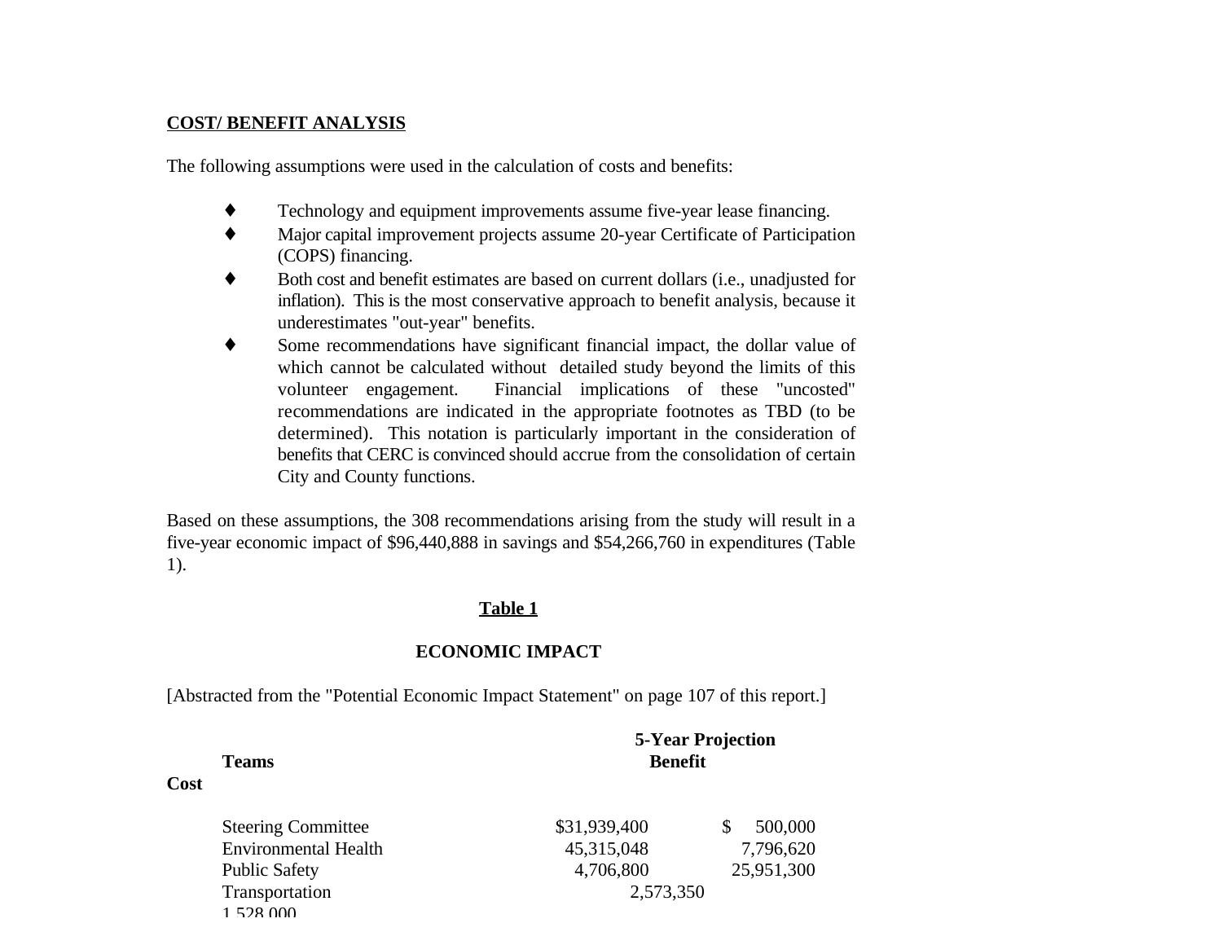**COST/ BENEFIT ANALYSIS**

The following assumptions were used in the calculation of costs and benefits:

- Technology and equipment improvements assume five-year lease financing.
- Major capital improvement projects assume 20-year Certificate of Participation (COPS) financing.
- Both cost and benefit estimates are based on current dollars (i.e., unadjusted for inflation). This is the most conservative approach to benefit analysis, because it underestimates "out-year" benefits.
- Some recommendations have significant financial impact, the dollar value of which cannot be calculated without detailed study beyond the limits of this volunteer engagement. Financial implications of these "uncosted" recommendations are indicated in the appropriate footnotes as TBD (to be determined). This notation is particularly important in the consideration of benefits that CERC is convinced should accrue from the consolidation of certain City and County functions.

Based on these assumptions, the 308 recommendations arising from the study will result in a five-year economic impact of $96,440,888 in savings and $54,266,760 in expenditures (Table 1).

**Table 1**

**ECONOMIC IMPACT**

[Abstracted from the "Potential Economic Impact Statement" on page 107 of this report.]

| Teams | 5-Year Projection Benefit | Cost |
|---|---|---|
| Steering Committee | $31,939,400 | $ 500,000 |
| Environmental Health | 45,315,048 | 7,796,620 |
| Public Safety | 4,706,800 | 25,951,300 |
| Transportation | 2,573,350 | 1,528,000 |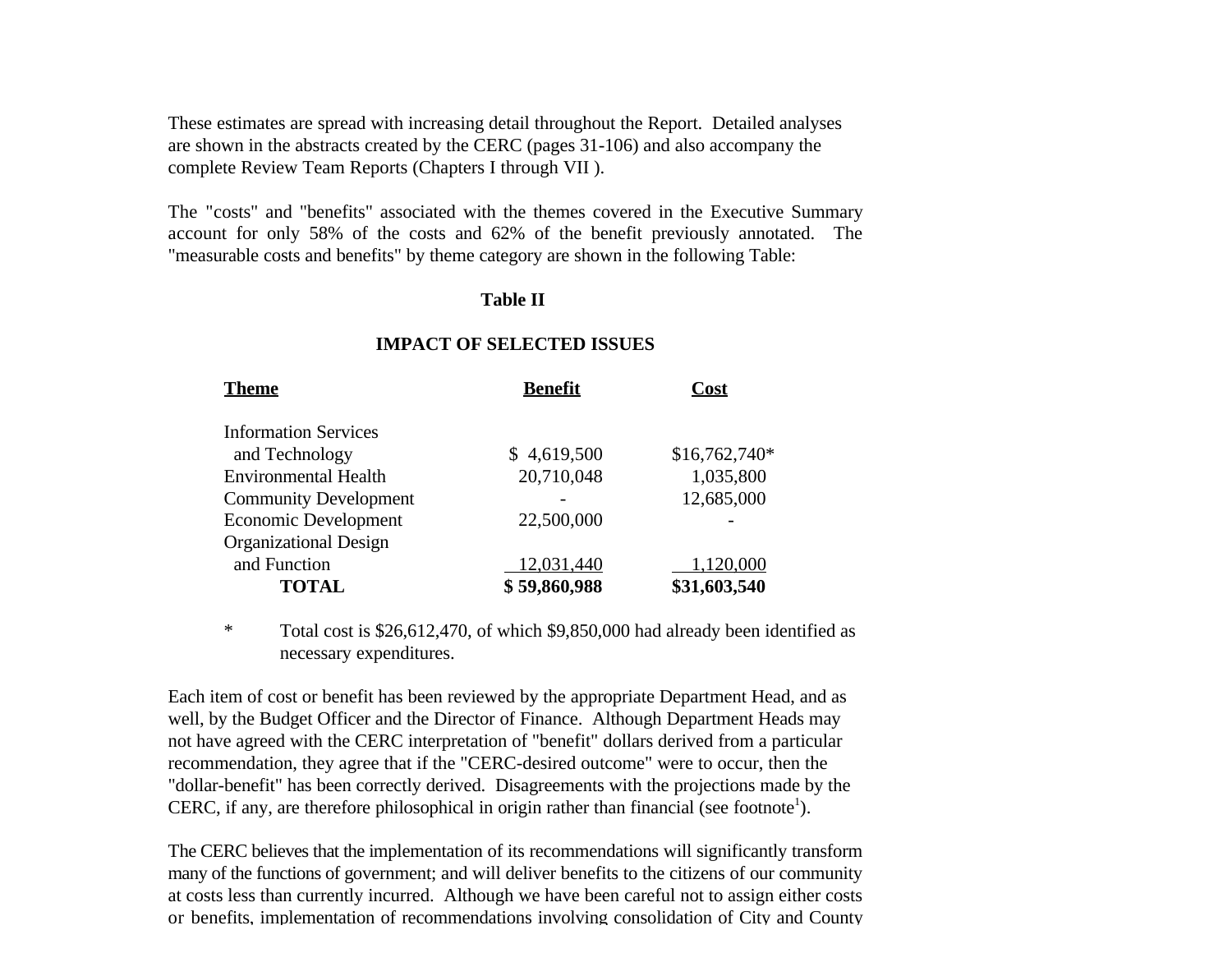These estimates are spread with increasing detail throughout the Report. Detailed analyses are shown in the abstracts created by the CERC (pages 31-106) and also accompany the complete Review Team Reports (Chapters I through VII ).

The "costs" and "benefits" associated with the themes covered in the Executive Summary account for only 58% of the costs and 62% of the benefit previously annotated. The "measurable costs and benefits" by theme category are shown in the following Table:

**Table II**

**IMPACT OF SELECTED ISSUES**

| Theme | Benefit | Cost |
|---|---|---|
| Information Services and Technology | $ 4,619,500 | $16,762,740* |
| Environmental Health | 20,710,048 | 1,035,800 |
| Community Development | - | 12,685,000 |
| Economic Development | 22,500,000 | - |
| Organizational Design and Function | 12,031,440 | 1,120,000 |
| **TOTAL** | **$ 59,860,988** | **$31,603,540** |

\* Total cost is $26,612,470, of which $9,850,000 had already been identified as necessary expenditures.

Each item of cost or benefit has been reviewed by the appropriate Department Head, and as well, by the Budget Officer and the Director of Finance. Although Department Heads may not have agreed with the CERC interpretation of "benefit" dollars derived from a particular recommendation, they agree that if the "CERC-desired outcome" were to occur, then the "dollar-benefit" has been correctly derived. Disagreements with the projections made by the CERC, if any, are therefore philosophical in origin rather than financial (see footnote[1]).

The CERC believes that the implementation of its recommendations will significantly transform many of the functions of government; and will deliver benefits to the citizens of our community at costs less than currently incurred. Although we have been careful not to assign either costs or benefits, implementation of recommendations involving consolidation of City and County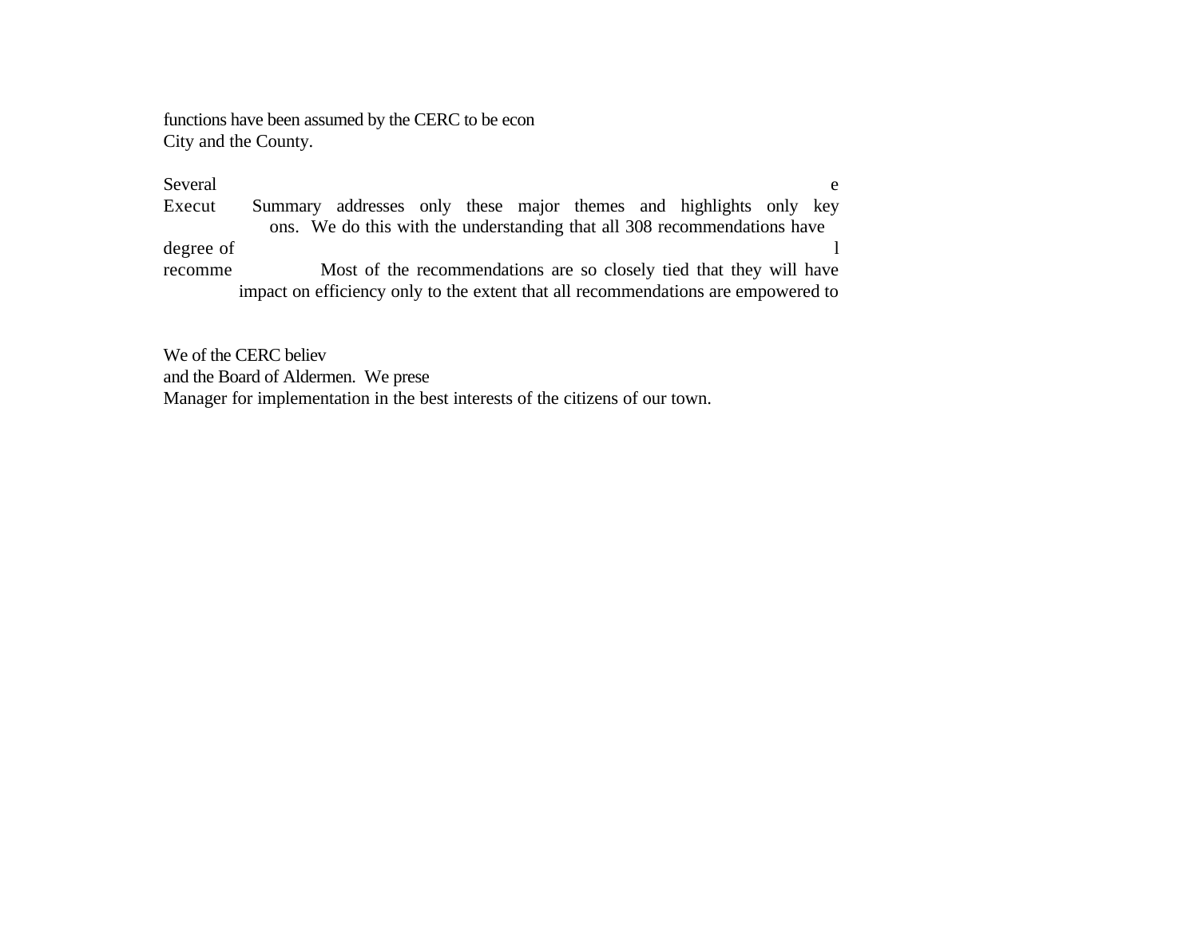functions have been assumed by the CERC to be econ
City and the County.

Several e
Execut Summary addresses only these major themes and highlights only key
ons. We do this with the understanding that all 308 recommendations have
degree of l
recomme Most of the recommendations are so closely tied that they will have
impact on efficiency only to the extent that all recommendations are empowered to

We of the CERC believ
and the Board of Aldermen. We prese
Manager for implementation in the best interests of the citizens of our town.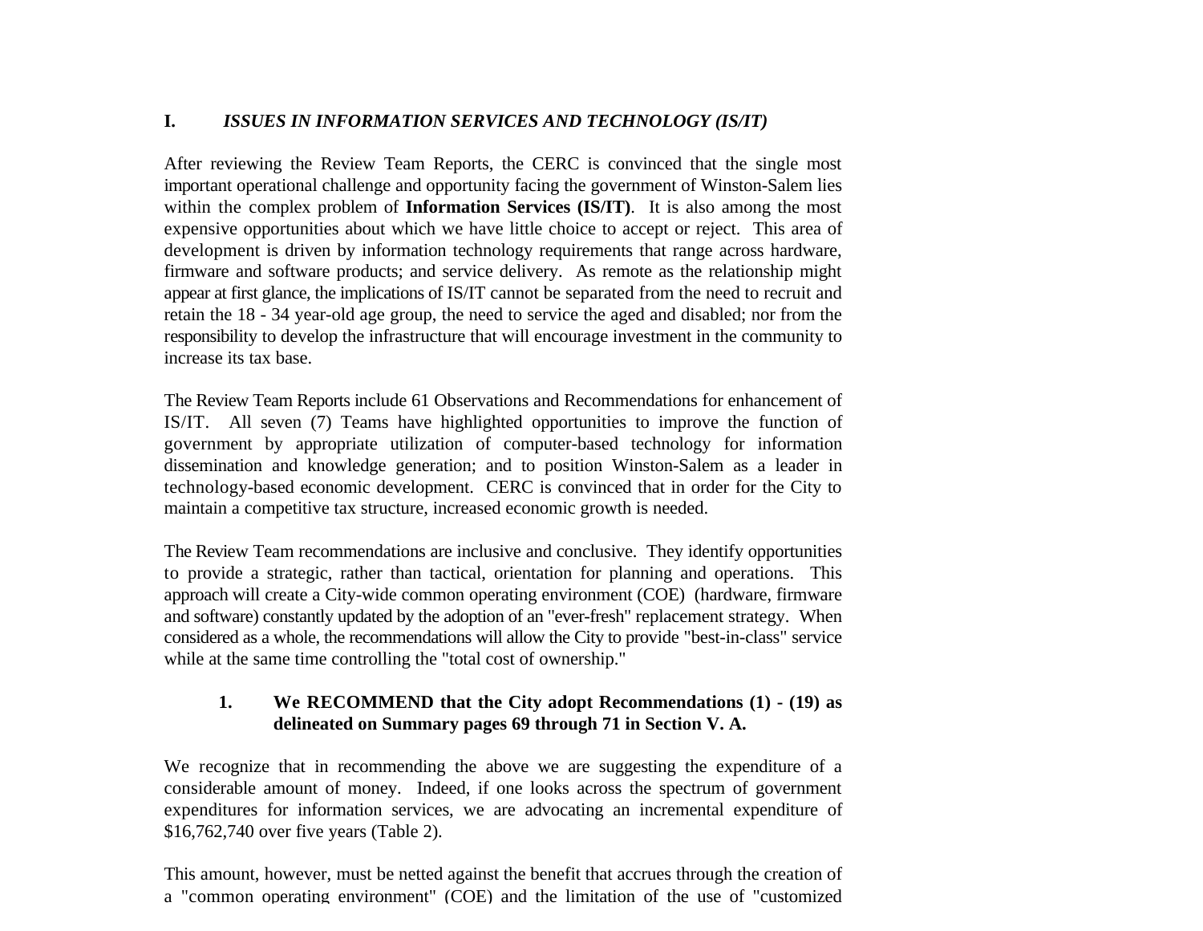## I. *ISSUES IN INFORMATION SERVICES AND TECHNOLOGY (IS/IT)*

After reviewing the Review Team Reports, the CERC is convinced that the single most important operational challenge and opportunity facing the government of Winston-Salem lies within the complex problem of **Information Services (IS/IT)**. It is also among the most expensive opportunities about which we have little choice to accept or reject. This area of development is driven by information technology requirements that range across hardware, firmware and software products; and service delivery. As remote as the relationship might appear at first glance, the implications of IS/IT cannot be separated from the need to recruit and retain the 18 - 34 year-old age group, the need to service the aged and disabled; nor from the responsibility to develop the infrastructure that will encourage investment in the community to increase its tax base.

The Review Team Reports include 61 Observations and Recommendations for enhancement of IS/IT. All seven (7) Teams have highlighted opportunities to improve the function of government by appropriate utilization of computer-based technology for information dissemination and knowledge generation; and to position Winston-Salem as a leader in technology-based economic development. CERC is convinced that in order for the City to maintain a competitive tax structure, increased economic growth is needed.

The Review Team recommendations are inclusive and conclusive. They identify opportunities to provide a strategic, rather than tactical, orientation for planning and operations. This approach will create a City-wide common operating environment (COE) (hardware, firmware and software) constantly updated by the adoption of an "ever-fresh" replacement strategy. When considered as a whole, the recommendations will allow the City to provide "best-in-class" service while at the same time controlling the "total cost of ownership."

1. **We RECOMMEND that the City adopt Recommendations (1) - (19) as delineated on Summary pages 69 through 71 in Section V. A.**

We recognize that in recommending the above we are suggesting the expenditure of a considerable amount of money. Indeed, if one looks across the spectrum of government expenditures for information services, we are advocating an incremental expenditure of $16,762,740 over five years (Table 2).

This amount, however, must be netted against the benefit that accrues through the creation of a "common operating environment" (COE) and the limitation of the use of "customized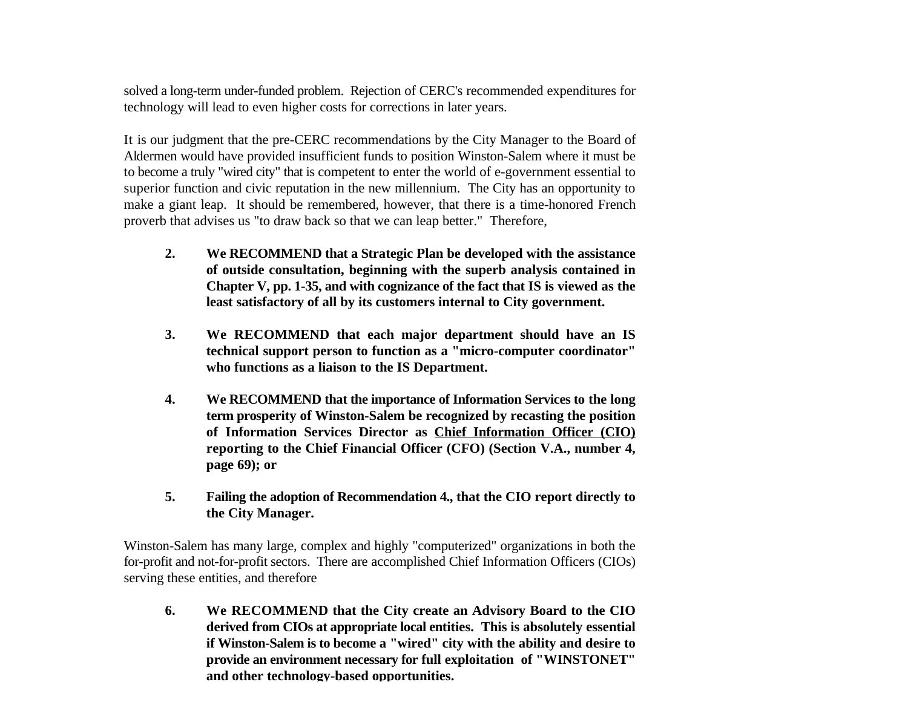solved a long-term under-funded problem. Rejection of CERC's recommended expenditures for technology will lead to even higher costs for corrections in later years.

It is our judgment that the pre-CERC recommendations by the City Manager to the Board of Aldermen would have provided insufficient funds to position Winston-Salem where it must be to become a truly "wired city" that is competent to enter the world of e-government essential to superior function and civic reputation in the new millennium. The City has an opportunity to make a giant leap. It should be remembered, however, that there is a time-honored French proverb that advises us "to draw back so that we can leap better." Therefore,

2. **We RECOMMEND that a Strategic Plan be developed with the assistance of outside consultation, beginning with the superb analysis contained in Chapter V, pp. 1-35, and with cognizance of the fact that IS is viewed as the least satisfactory of all by its customers internal to City government.**

3. **We RECOMMEND that each major department should have an IS technical support person to function as a "micro-computer coordinator" who functions as a liaison to the IS Department.**

4. **We RECOMMEND that the importance of Information Services to the long term prosperity of Winston-Salem be recognized by recasting the position of Information Services Director as <u>Chief Information Officer (CIO)</u> reporting to the Chief Financial Officer (CFO) (Section V.A., number 4, page 69); or**

5. **Failing the adoption of Recommendation 4., that the CIO report directly to the City Manager.**

Winston-Salem has many large, complex and highly "computerized" organizations in both the for-profit and not-for-profit sectors. There are accomplished Chief Information Officers (CIOs) serving these entities, and therefore

6. **We RECOMMEND that the City create an Advisory Board to the CIO derived from CIOs at appropriate local entities. This is absolutely essential if Winston-Salem is to become a "wired" city with the ability and desire to provide an environment necessary for full exploitation of "WINSTONET" and other technology-based opportunities.**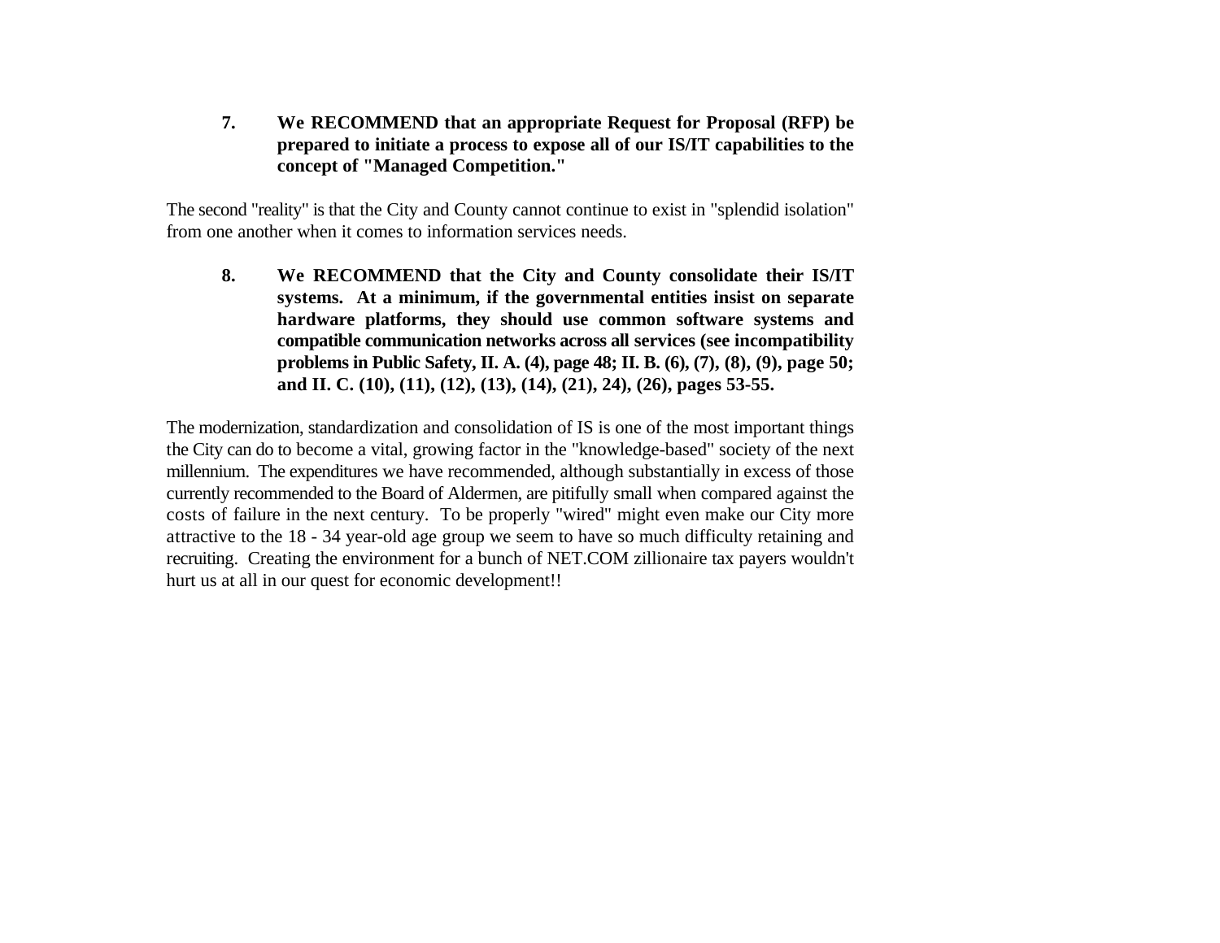7. **We RECOMMEND that an appropriate Request for Proposal (RFP) be prepared to initiate a process to expose all of our IS/IT capabilities to the concept of "Managed Competition."**

The second "reality" is that the City and County cannot continue to exist in "splendid isolation" from one another when it comes to information services needs.

8. **We RECOMMEND that the City and County consolidate their IS/IT systems. At a minimum, if the governmental entities insist on separate hardware platforms, they should use common software systems and compatible communication networks across all services (see incompatibility problems in Public Safety, II. A. (4), page 48; II. B. (6), (7), (8), (9), page 50; and II. C. (10), (11), (12), (13), (14), (21), 24), (26), pages 53-55.**

The modernization, standardization and consolidation of IS is one of the most important things the City can do to become a vital, growing factor in the "knowledge-based" society of the next millennium. The expenditures we have recommended, although substantially in excess of those currently recommended to the Board of Aldermen, are pitifully small when compared against the costs of failure in the next century. To be properly "wired" might even make our City more attractive to the 18 - 34 year-old age group we seem to have so much difficulty retaining and recruiting. Creating the environment for a bunch of NET.COM zillionaire tax payers wouldn't hurt us at all in our quest for economic development!!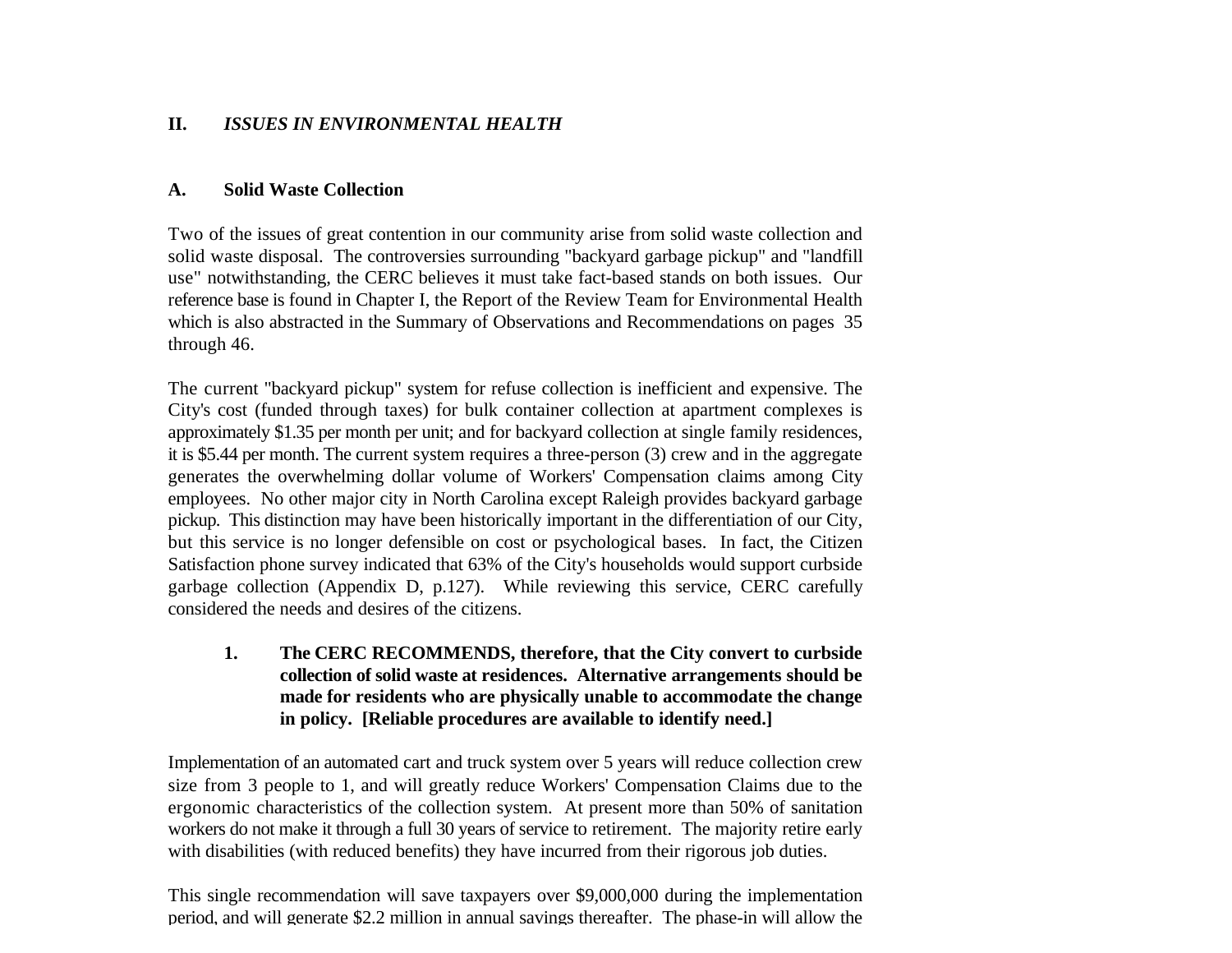## II. *ISSUES IN ENVIRONMENTAL HEALTH*

### A. Solid Waste Collection

Two of the issues of great contention in our community arise from solid waste collection and solid waste disposal. The controversies surrounding "backyard garbage pickup" and "landfill use" notwithstanding, the CERC believes it must take fact-based stands on both issues. Our reference base is found in Chapter I, the Report of the Review Team for Environmental Health which is also abstracted in the Summary of Observations and Recommendations on pages 35 through 46.

The current "backyard pickup" system for refuse collection is inefficient and expensive. The City's cost (funded through taxes) for bulk container collection at apartment complexes is approximately $1.35 per month per unit; and for backyard collection at single family residences, it is $5.44 per month. The current system requires a three-person (3) crew and in the aggregate generates the overwhelming dollar volume of Workers' Compensation claims among City employees. No other major city in North Carolina except Raleigh provides backyard garbage pickup. This distinction may have been historically important in the differentiation of our City, but this service is no longer defensible on cost or psychological bases. In fact, the Citizen Satisfaction phone survey indicated that 63% of the City's households would support curbside garbage collection (Appendix D, p.127). While reviewing this service, CERC carefully considered the needs and desires of the citizens.

1. **The CERC RECOMMENDS, therefore, that the City convert to curbside collection of solid waste at residences. Alternative arrangements should be made for residents who are physically unable to accommodate the change in policy. [Reliable procedures are available to identify need.]**

Implementation of an automated cart and truck system over 5 years will reduce collection crew size from 3 people to 1, and will greatly reduce Workers' Compensation Claims due to the ergonomic characteristics of the collection system. At present more than 50% of sanitation workers do not make it through a full 30 years of service to retirement. The majority retire early with disabilities (with reduced benefits) they have incurred from their rigorous job duties.

This single recommendation will save taxpayers over $9,000,000 during the implementation period, and will generate $2.2 million in annual savings thereafter. The phase-in will allow the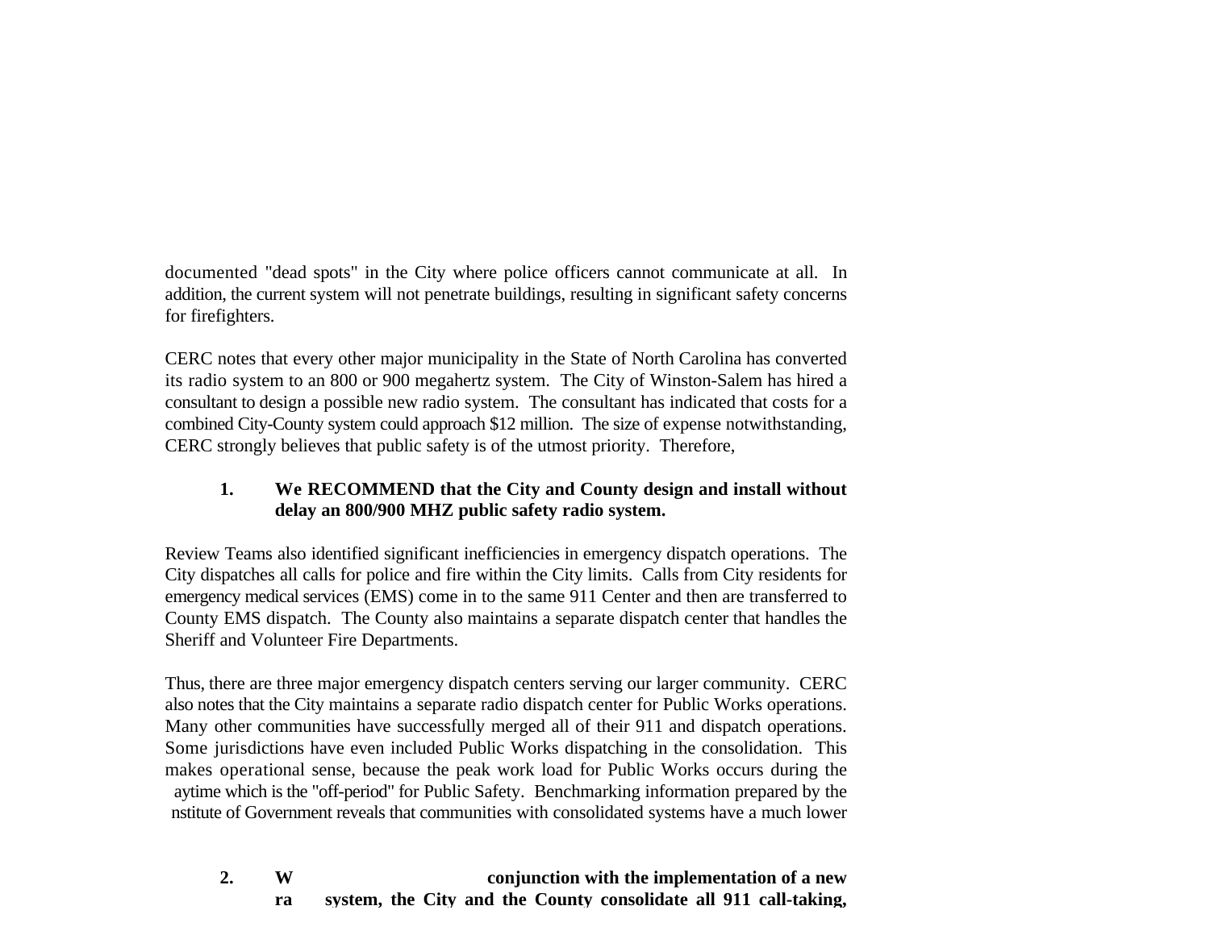documented "dead spots" in the City where police officers cannot communicate at all. In addition, the current system will not penetrate buildings, resulting in significant safety concerns for firefighters.

CERC notes that every other major municipality in the State of North Carolina has converted its radio system to an 800 or 900 megahertz system. The City of Winston-Salem has hired a consultant to design a possible new radio system. The consultant has indicated that costs for a combined City-County system could approach $12 million. The size of expense notwithstanding, CERC strongly believes that public safety is of the utmost priority. Therefore,

1. **We RECOMMEND that the City and County design and install without delay an 800/900 MHZ public safety radio system.**

Review Teams also identified significant inefficiencies in emergency dispatch operations. The City dispatches all calls for police and fire within the City limits. Calls from City residents for emergency medical services (EMS) come in to the same 911 Center and then are transferred to County EMS dispatch. The County also maintains a separate dispatch center that handles the Sheriff and Volunteer Fire Departments.

Thus, there are three major emergency dispatch centers serving our larger community. CERC also notes that the City maintains a separate radio dispatch center for Public Works operations. Many other communities have successfully merged all of their 911 and dispatch operations. Some jurisdictions have even included Public Works dispatching in the consolidation. This makes operational sense, because the peak work load for Public Works occurs during the aytime which is the "off-period" for Public Safety. Benchmarking information prepared by the nstitute of Government reveals that communities with consolidated systems have a much lower

2. **W conjunction with the implementation of a new ra system, the City and the County consolidate all 911 call-taking,**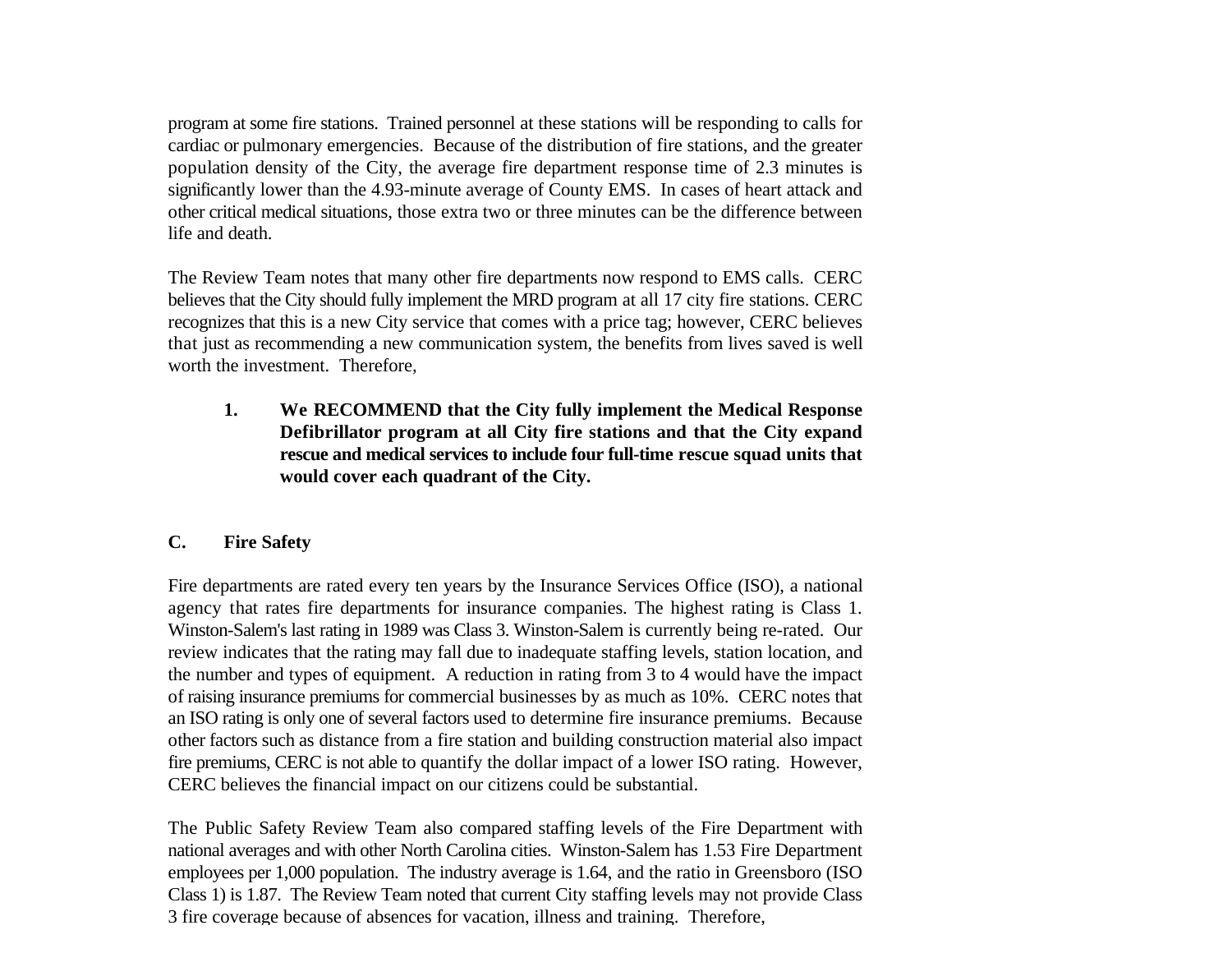program at some fire stations. Trained personnel at these stations will be responding to calls for cardiac or pulmonary emergencies. Because of the distribution of fire stations, and the greater population density of the City, the average fire department response time of 2.3 minutes is significantly lower than the 4.93-minute average of County EMS. In cases of heart attack and other critical medical situations, those extra two or three minutes can be the difference between life and death.

The Review Team notes that many other fire departments now respond to EMS calls. CERC believes that the City should fully implement the MRD program at all 17 city fire stations. CERC recognizes that this is a new City service that comes with a price tag; however, CERC believes that just as recommending a new communication system, the benefits from lives saved is well worth the investment. Therefore,

1. **We RECOMMEND that the City fully implement the Medical Response Defibrillator program at all City fire stations and that the City expand rescue and medical services to include four full-time rescue squad units that would cover each quadrant of the City.**

## C. Fire Safety

Fire departments are rated every ten years by the Insurance Services Office (ISO), a national agency that rates fire departments for insurance companies. The highest rating is Class 1. Winston-Salem's last rating in 1989 was Class 3. Winston-Salem is currently being re-rated. Our review indicates that the rating may fall due to inadequate staffing levels, station location, and the number and types of equipment. A reduction in rating from 3 to 4 would have the impact of raising insurance premiums for commercial businesses by as much as 10%. CERC notes that an ISO rating is only one of several factors used to determine fire insurance premiums. Because other factors such as distance from a fire station and building construction material also impact fire premiums, CERC is not able to quantify the dollar impact of a lower ISO rating. However, CERC believes the financial impact on our citizens could be substantial.

The Public Safety Review Team also compared staffing levels of the Fire Department with national averages and with other North Carolina cities. Winston-Salem has 1.53 Fire Department employees per 1,000 population. The industry average is 1.64, and the ratio in Greensboro (ISO Class 1) is 1.87. The Review Team noted that current City staffing levels may not provide Class 3 fire coverage because of absences for vacation, illness and training. Therefore,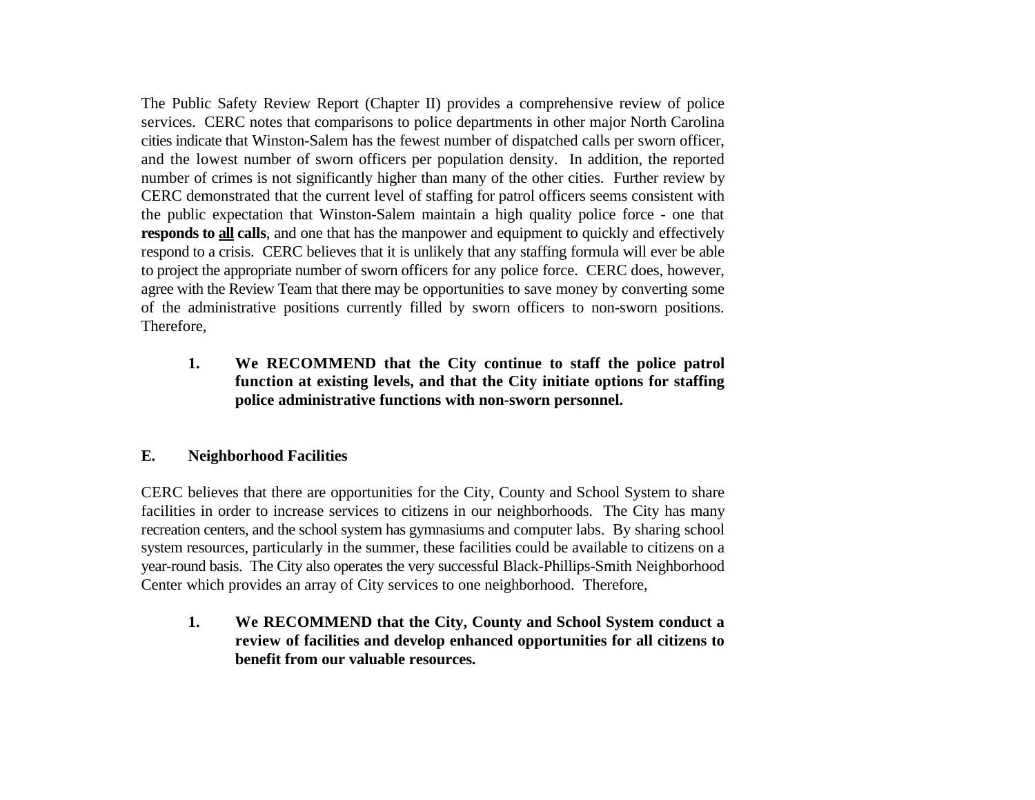The Public Safety Review Report (Chapter II) provides a comprehensive review of police services. CERC notes that comparisons to police departments in other major North Carolina cities indicate that Winston-Salem has the fewest number of dispatched calls per sworn officer, and the lowest number of sworn officers per population density. In addition, the reported number of crimes is not significantly higher than many of the other cities. Further review by CERC demonstrated that the current level of staffing for patrol officers seems consistent with the public expectation that Winston-Salem maintain a high quality police force - one that **responds to <u>all</u> calls**, and one that has the manpower and equipment to quickly and effectively respond to a crisis. CERC believes that it is unlikely that any staffing formula will ever be able to project the appropriate number of sworn officers for any police force. CERC does, however, agree with the Review Team that there may be opportunities to save money by converting some of the administrative positions currently filled by sworn officers to non-sworn positions. Therefore,

> **1. We RECOMMEND that the City continue to staff the police patrol function at existing levels, and that the City initiate options for staffing police administrative functions with non-sworn personnel.**

## E. Neighborhood Facilities

CERC believes that there are opportunities for the City, County and School System to share facilities in order to increase services to citizens in our neighborhoods. The City has many recreation centers, and the school system has gymnasiums and computer labs. By sharing school system resources, particularly in the summer, these facilities could be available to citizens on a year-round basis. The City also operates the very successful Black-Phillips-Smith Neighborhood Center which provides an array of City services to one neighborhood. Therefore,

> **1. We RECOMMEND that the City, County and School System conduct a review of facilities and develop enhanced opportunities for all citizens to benefit from our valuable resources.**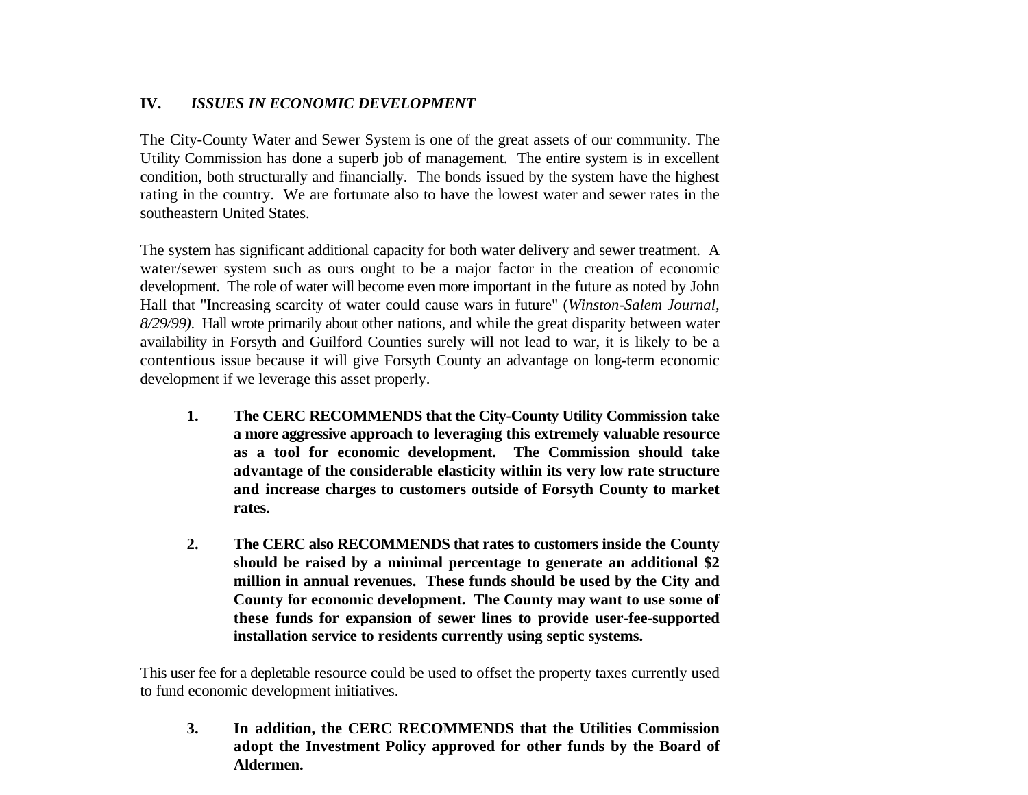## IV. *ISSUES IN ECONOMIC DEVELOPMENT*

The City-County Water and Sewer System is one of the great assets of our community. The Utility Commission has done a superb job of management. The entire system is in excellent condition, both structurally and financially. The bonds issued by the system have the highest rating in the country. We are fortunate also to have the lowest water and sewer rates in the southeastern United States.

The system has significant additional capacity for both water delivery and sewer treatment. A water/sewer system such as ours ought to be a major factor in the creation of economic development. The role of water will become even more important in the future as noted by John Hall that "Increasing scarcity of water could cause wars in future" (*Winston-Salem Journal, 8/29/99)*. Hall wrote primarily about other nations, and while the great disparity between water availability in Forsyth and Guilford Counties surely will not lead to war, it is likely to be a contentious issue because it will give Forsyth County an advantage on long-term economic development if we leverage this asset properly.

1. **The CERC RECOMMENDS that the City-County Utility Commission take a more aggressive approach to leveraging this extremely valuable resource as a tool for economic development. The Commission should take advantage of the considerable elasticity within its very low rate structure and increase charges to customers outside of Forsyth County to market rates.**

2. **The CERC also RECOMMENDS that rates to customers inside the County should be raised by a minimal percentage to generate an additional $2 million in annual revenues. These funds should be used by the City and County for economic development. The County may want to use some of these funds for expansion of sewer lines to provide user-fee-supported installation service to residents currently using septic systems.**

This user fee for a depletable resource could be used to offset the property taxes currently used to fund economic development initiatives.

3. **In addition, the CERC RECOMMENDS that the Utilities Commission adopt the Investment Policy approved for other funds by the Board of Aldermen.**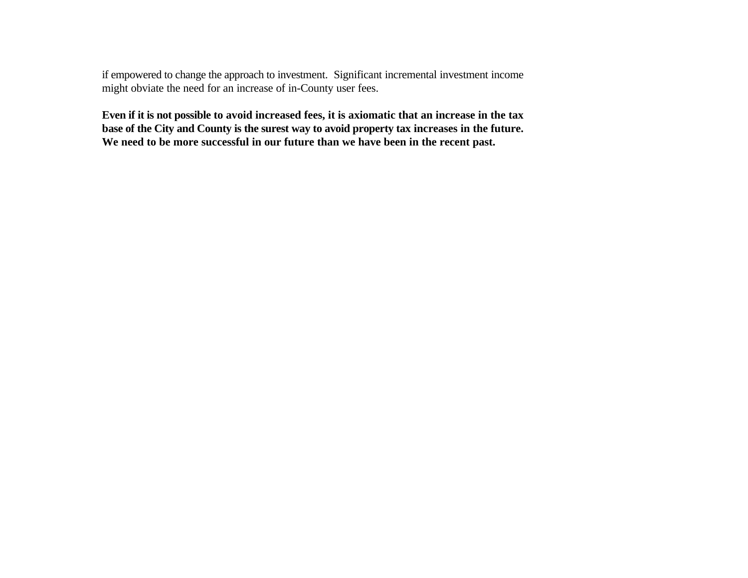if empowered to change the approach to investment.  Significant incremental investment income might obviate the need for an increase of in-County user fees.

**Even if it is not possible to avoid increased fees, it is axiomatic that an increase in the tax base of the City and County is the surest way to avoid property tax increases in the future. We need to be more successful in our future than we have been in the recent past.**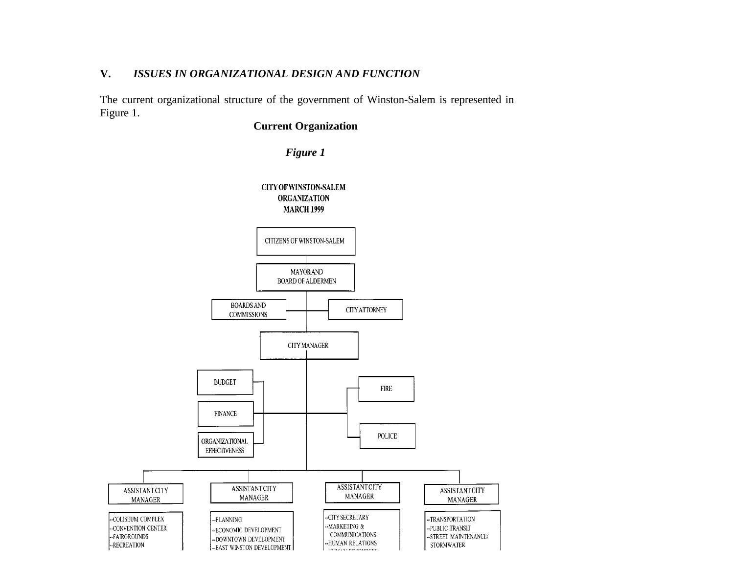## V. *ISSUES IN ORGANIZATIONAL DESIGN AND FUNCTION*

The current organizational structure of the government of Winston-Salem is represented in Figure 1.

**Current Organization**

***Figure 1***

**CITY OF WINSTON-SALEM**
**ORGANIZATION**
**MARCH 1999**

CITIZENS OF WINSTON-SALEM

MAYOR AND BOARD OF ALDERMEN

BOARDS AND COMMISSIONS

CITY ATTORNEY

CITY MANAGER

BUDGET

FINANCE

ORGANIZATIONAL EFFECTIVENESS

FIRE

POLICE

ASSISTANT CITY MANAGER
- --COLISEUM COMPLEX
- --CONVENTION CENTER
- --FAIRGROUNDS
- --RECREATION

ASSISTANT CITY MANAGER
- --PLANNING
- --ECONOMIC DEVELOPMENT
- --DOWNTOWN DEVELOPMENT
- --EAST WINSTON DEVELOPMENT

ASSISTANT CITY MANAGER
- --CITY SECRETARY
- --MARKETING & COMMUNICATIONS
- --HUMAN RELATIONS
- --HUMAN RESOURCES

ASSISTANT CITY MANAGER
- --TRANSPORTATION
- --PUBLIC TRANSIT
- --STREET MAINTENANCE/ STORMWATER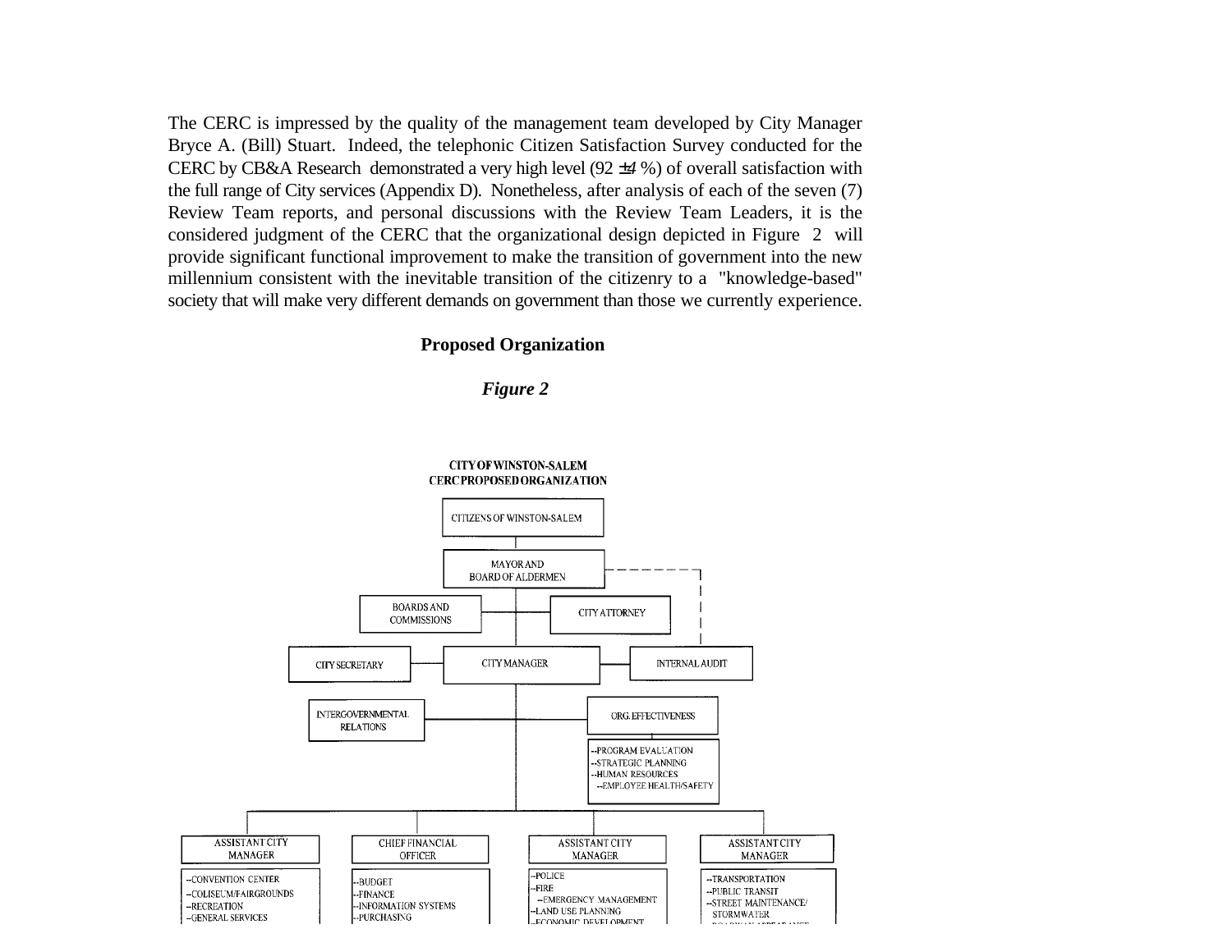The CERC is impressed by the quality of the management team developed by City Manager Bryce A. (Bill) Stuart. Indeed, the telephonic Citizen Satisfaction Survey conducted for the CERC by CB&A Research demonstrated a very high level (92 ±4 %) of overall satisfaction with the full range of City services (Appendix D). Nonetheless, after analysis of each of the seven (7) Review Team reports, and personal discussions with the Review Team Leaders, it is the considered judgment of the CERC that the organizational design depicted in Figure 2 will provide significant functional improvement to make the transition of government into the new millennium consistent with the inevitable transition of the citizenry to a "knowledge-based" society that will make very different demands on government than those we currently experience.

**Proposed Organization**

***Figure 2***

CITY OF WINSTON-SALEM
CERC PROPOSED ORGANIZATION

CITIZENS OF WINSTON-SALEM

MAYOR AND
BOARD OF ALDERMEN

BOARDS AND
COMMISSIONS

CITY ATTORNEY

CITY SECRETARY

CITY MANAGER

INTERNAL AUDIT

INTERGOVERNMENTAL
RELATIONS

ORG. EFFECTIVENESS

--PROGRAM EVALUATION
--STRATEGIC PLANNING
--HUMAN RESOURCES
--EMPLOYEE HEALTH/SAFETY

ASSISTANT CITY
MANAGER

--CONVENTION CENTER
--COLISEUM/FAIRGROUNDS
--RECREATION
--GENERAL SERVICES

CHIEF FINANCIAL
OFFICER

--BUDGET
--FINANCE
--INFORMATION SYSTEMS
--PURCHASING

ASSISTANT CITY
MANAGER

--POLICE
--FIRE
--EMERGENCY MANAGEMENT
--LAND USE PLANNING
--ECONOMIC DEVELOPMENT

ASSISTANT CITY
MANAGER

--TRANSPORTATION
--PUBLIC TRANSIT
--STREET MAINTENANCE/
STORMWATER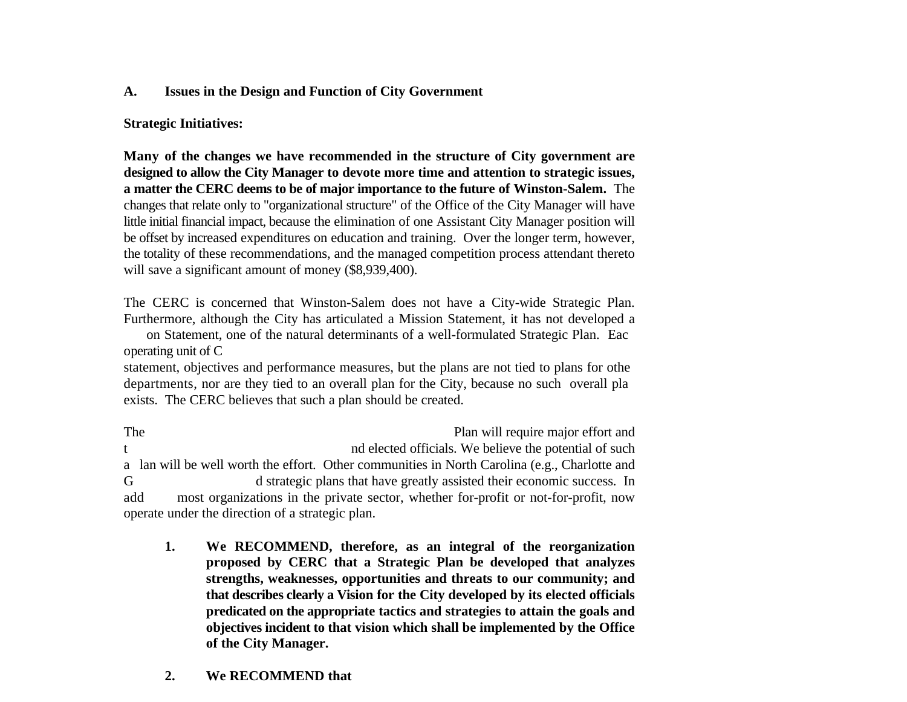**A. Issues in the Design and Function of City Government**

**Strategic Initiatives:**

**Many of the changes we have recommended in the structure of City government are designed to allow the City Manager to devote more time and attention to strategic issues, a matter the CERC deems to be of major importance to the future of Winston-Salem.** The changes that relate only to "organizational structure" of the Office of the City Manager will have little initial financial impact, because the elimination of one Assistant City Manager position will be offset by increased expenditures on education and training. Over the longer term, however, the totality of these recommendations, and the managed competition process attendant thereto will save a significant amount of money ($8,939,400).

The CERC is concerned that Winston-Salem does not have a City-wide Strategic Plan. Furthermore, although the City has articulated a Mission Statement, it has not developed a
on Statement, one of the natural determinants of a well-formulated Strategic Plan. Eac
operating unit of C
statement, objectives and performance measures, but the plans are not tied to plans for othe
departments, nor are they tied to an overall plan for the City, because no such overall pla
exists. The CERC believes that such a plan should be created.

The Plan will require major effort and
t nd elected officials. We believe the potential of such
a lan will be well worth the effort. Other communities in North Carolina (e.g., Charlotte and
G d strategic plans that have greatly assisted their economic success. In
add most organizations in the private sector, whether for-profit or not-for-profit, now operate under the direction of a strategic plan.

1. **We RECOMMEND, therefore, as an integral of the reorganization proposed by CERC that a Strategic Plan be developed that analyzes strengths, weaknesses, opportunities and threats to our community; and that describes clearly a Vision for the City developed by its elected officials predicated on the appropriate tactics and strategies to attain the goals and objectives incident to that vision which shall be implemented by the Office of the City Manager.**

2. **We RECOMMEND that**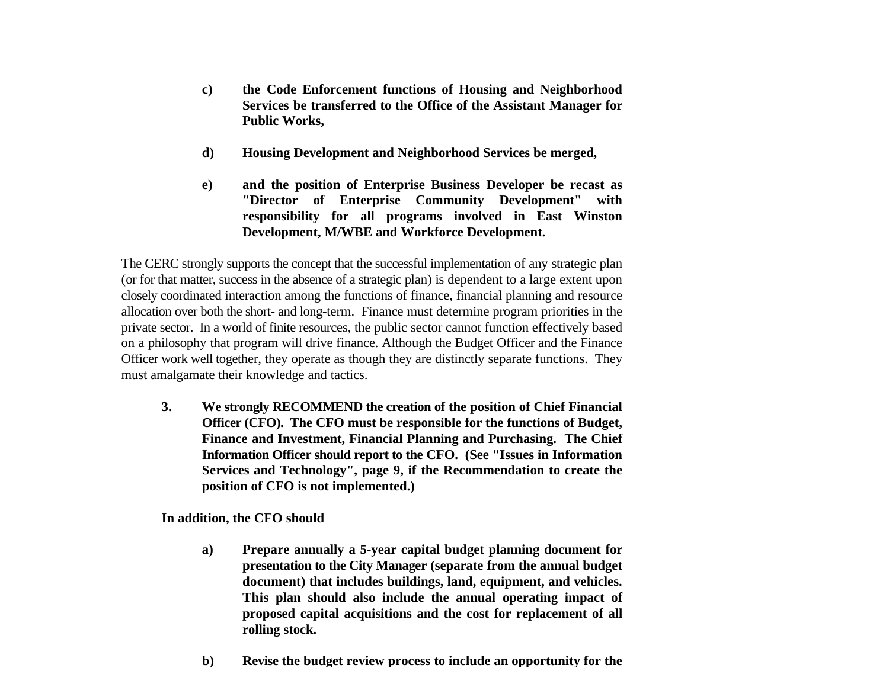c) **the Code Enforcement functions of Housing and Neighborhood Services be transferred to the Office of the Assistant Manager for Public Works,**

d) **Housing Development and Neighborhood Services be merged,**

e) **and the position of Enterprise Business Developer be recast as "Director of Enterprise Community Development" with responsibility for all programs involved in East Winston Development, M/WBE and Workforce Development.**

The CERC strongly supports the concept that the successful implementation of any strategic plan (or for that matter, success in the absence of a strategic plan) is dependent to a large extent upon closely coordinated interaction among the functions of finance, financial planning and resource allocation over both the short- and long-term. Finance must determine program priorities in the private sector. In a world of finite resources, the public sector cannot function effectively based on a philosophy that program will drive finance. Although the Budget Officer and the Finance Officer work well together, they operate as though they are distinctly separate functions. They must amalgamate their knowledge and tactics.

3. **We strongly RECOMMEND the creation of the position of Chief Financial Officer (CFO). The CFO must be responsible for the functions of Budget, Finance and Investment, Financial Planning and Purchasing. The Chief Information Officer should report to the CFO. (See "Issues in Information Services and Technology", page 9, if the Recommendation to create the position of CFO is not implemented.)**

**In addition, the CFO should**

a) **Prepare annually a 5-year capital budget planning document for presentation to the City Manager (separate from the annual budget document) that includes buildings, land, equipment, and vehicles. This plan should also include the annual operating impact of proposed capital acquisitions and the cost for replacement of all rolling stock.**

b) **Revise the budget review process to include an opportunity for the**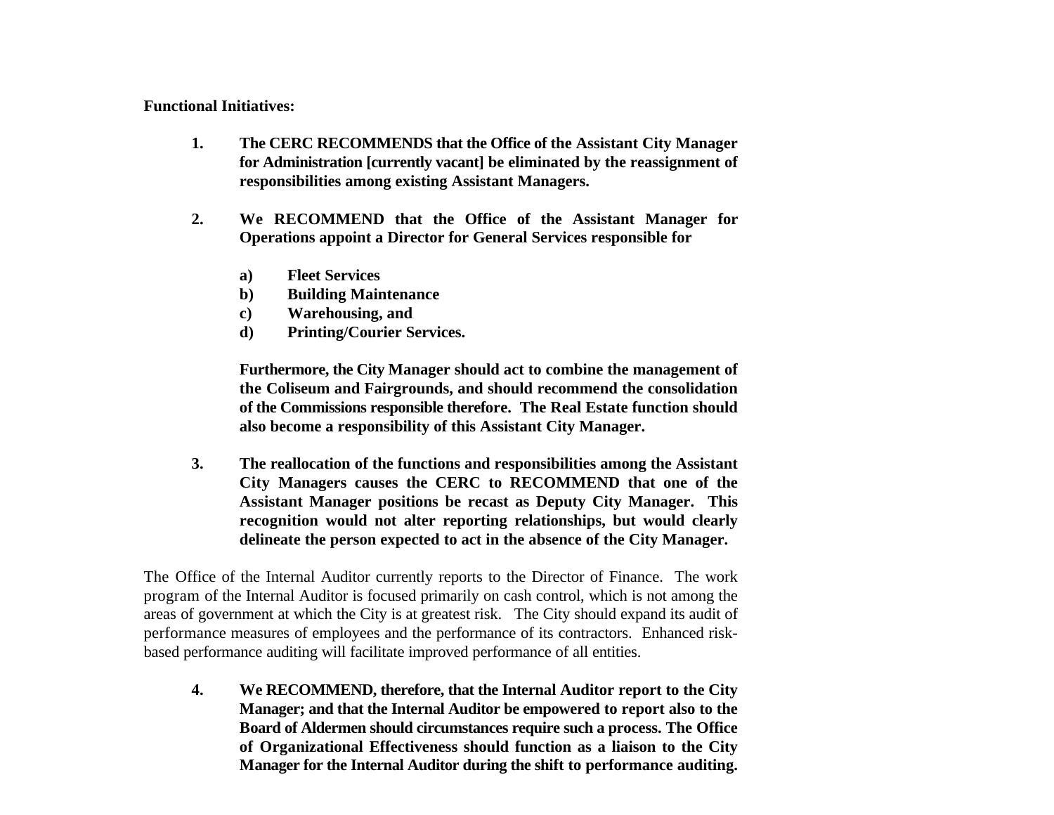**Functional Initiatives:**

1. **The CERC RECOMMENDS that the Office of the Assistant City Manager for Administration [currently vacant] be eliminated by the reassignment of responsibilities among existing Assistant Managers.**

2. **We RECOMMEND that the Office of the Assistant Manager for Operations appoint a Director for General Services responsible for**

    a) **Fleet Services**
    b) **Building Maintenance**
    c) **Warehousing, and**
    d) **Printing/Courier Services.**

    **Furthermore, the City Manager should act to combine the management of the Coliseum and Fairgrounds, and should recommend the consolidation of the Commissions responsible therefore. The Real Estate function should also become a responsibility of this Assistant City Manager.**

3. **The reallocation of the functions and responsibilities among the Assistant City Managers causes the CERC to RECOMMEND that one of the Assistant Manager positions be recast as Deputy City Manager. This recognition would not alter reporting relationships, but would clearly delineate the person expected to act in the absence of the City Manager.**

The Office of the Internal Auditor currently reports to the Director of Finance. The work program of the Internal Auditor is focused primarily on cash control, which is not among the areas of government at which the City is at greatest risk. The City should expand its audit of performance measures of employees and the performance of its contractors. Enhanced risk-based performance auditing will facilitate improved performance of all entities.

4. **We RECOMMEND, therefore, that the Internal Auditor report to the City Manager; and that the Internal Auditor be empowered to report also to the Board of Aldermen should circumstances require such a process. The Office of Organizational Effectiveness should function as a liaison to the City Manager for the Internal Auditor during the shift to performance auditing.**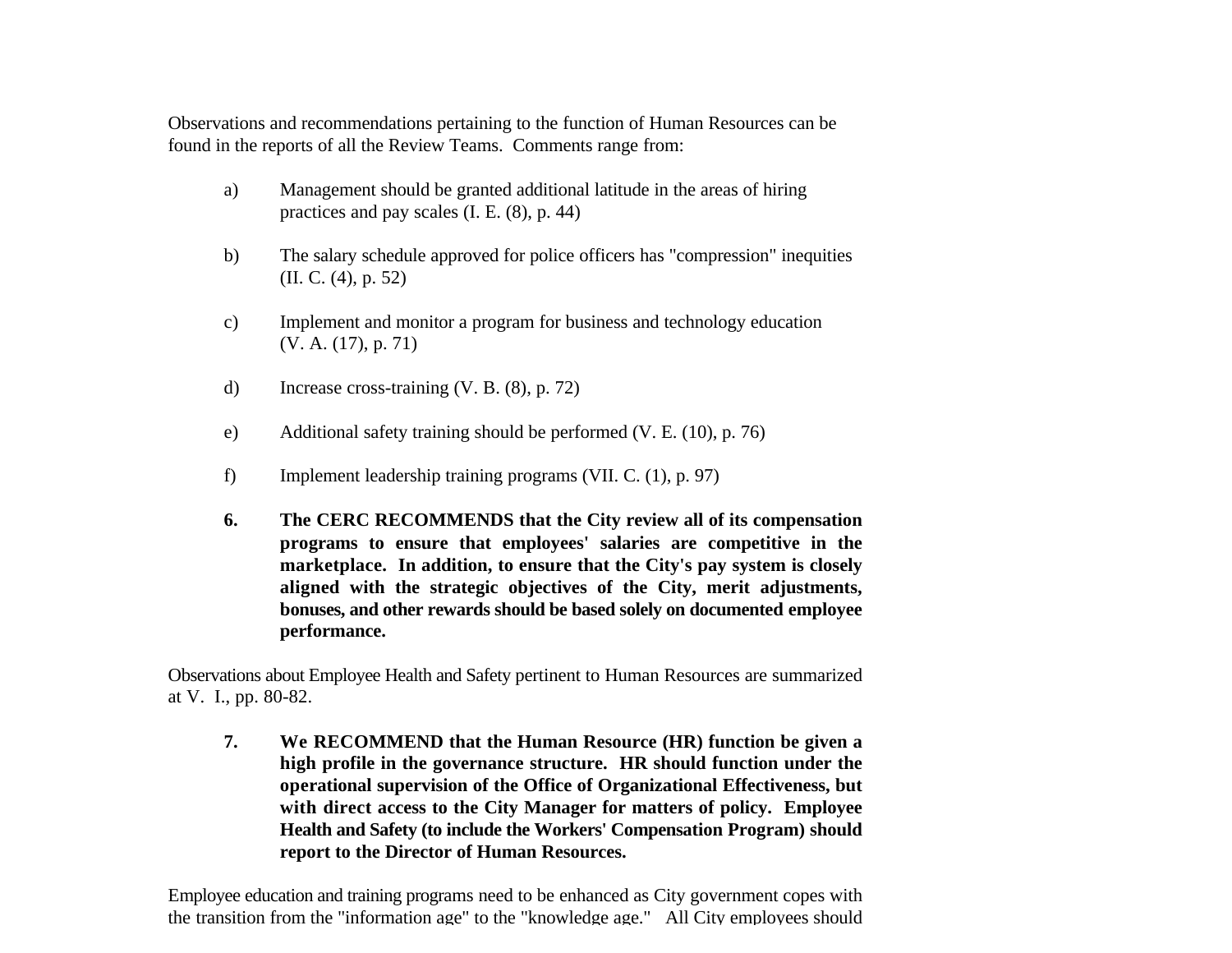Observations and recommendations pertaining to the function of Human Resources can be found in the reports of all the Review Teams. Comments range from:

a) Management should be granted additional latitude in the areas of hiring practices and pay scales (I. E. (8), p. 44)

b) The salary schedule approved for police officers has "compression" inequities (II. C. (4), p. 52)

c) Implement and monitor a program for business and technology education (V. A. (17), p. 71)

d) Increase cross-training (V. B. (8), p. 72)

e) Additional safety training should be performed (V. E. (10), p. 76)

f) Implement leadership training programs (VII. C. (1), p. 97)

**6. The CERC RECOMMENDS that the City review all of its compensation programs to ensure that employees' salaries are competitive in the marketplace. In addition, to ensure that the City's pay system is closely aligned with the strategic objectives of the City, merit adjustments, bonuses, and other rewards should be based solely on documented employee performance.**

Observations about Employee Health and Safety pertinent to Human Resources are summarized at V. I., pp. 80-82.

**7. We RECOMMEND that the Human Resource (HR) function be given a high profile in the governance structure. HR should function under the operational supervision of the Office of Organizational Effectiveness, but with direct access to the City Manager for matters of policy. Employee Health and Safety (to include the Workers' Compensation Program) should report to the Director of Human Resources.**

Employee education and training programs need to be enhanced as City government copes with the transition from the "information age" to the "knowledge age." All City employees should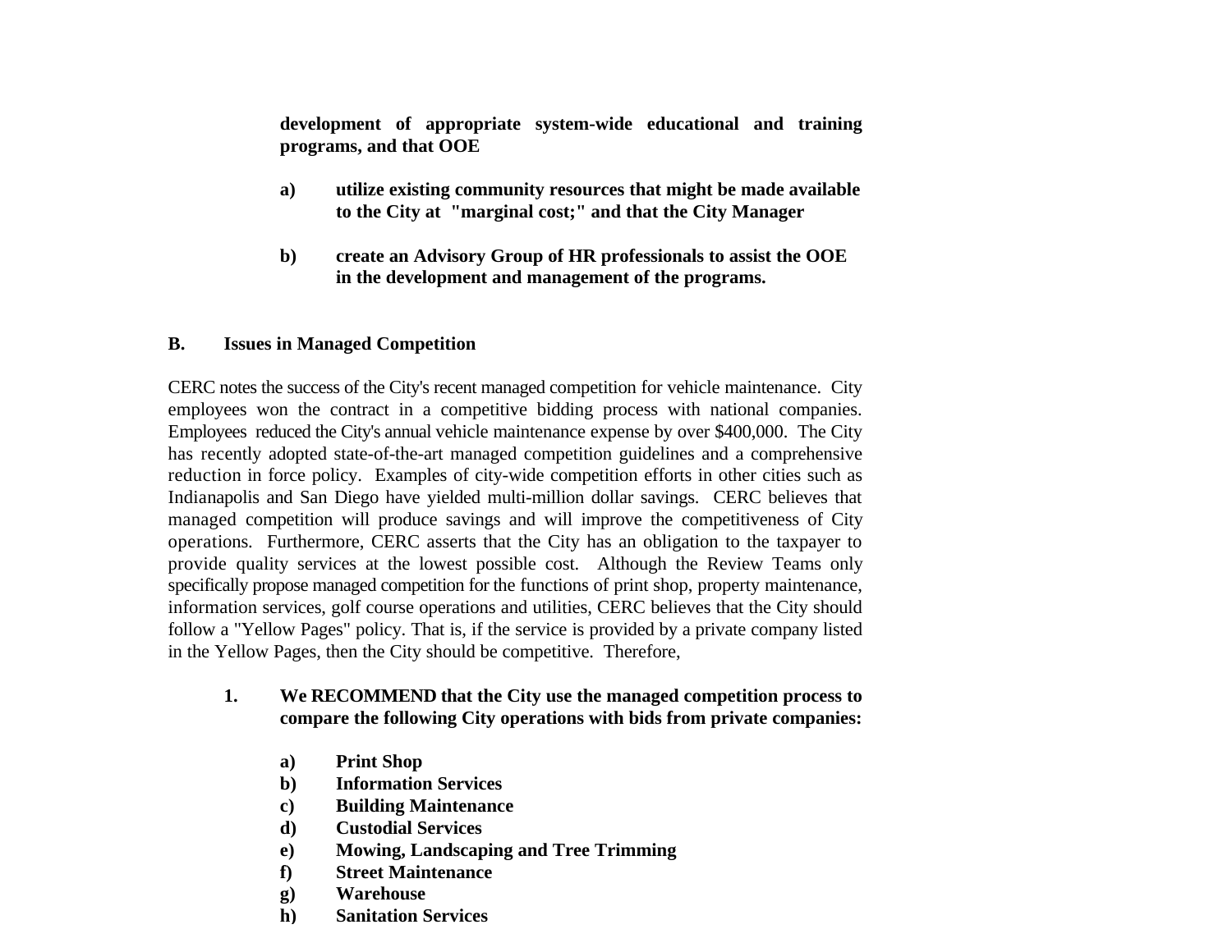**development of appropriate system-wide educational and training programs, and that OOE**

> **a)** **utilize existing community resources that might be made available to the City at "marginal cost;" and that the City Manager**
>
> **b)** **create an Advisory Group of HR professionals to assist the OOE in the development and management of the programs.**

## B. Issues in Managed Competition

CERC notes the success of the City's recent managed competition for vehicle maintenance. City employees won the contract in a competitive bidding process with national companies. Employees reduced the City's annual vehicle maintenance expense by over $400,000. The City has recently adopted state-of-the-art managed competition guidelines and a comprehensive reduction in force policy. Examples of city-wide competition efforts in other cities such as Indianapolis and San Diego have yielded multi-million dollar savings. CERC believes that managed competition will produce savings and will improve the competitiveness of City operations. Furthermore, CERC asserts that the City has an obligation to the taxpayer to provide quality services at the lowest possible cost. Although the Review Teams only specifically propose managed competition for the functions of print shop, property maintenance, information services, golf course operations and utilities, CERC believes that the City should follow a "Yellow Pages" policy. That is, if the service is provided by a private company listed in the Yellow Pages, then the City should be competitive. Therefore,

**1.** **We RECOMMEND that the City use the managed competition process to compare the following City operations with bids from private companies:**

> **a)** **Print Shop**
> **b)** **Information Services**
> **c)** **Building Maintenance**
> **d)** **Custodial Services**
> **e)** **Mowing, Landscaping and Tree Trimming**
> **f)** **Street Maintenance**
> **g)** **Warehouse**
> **h)** **Sanitation Services**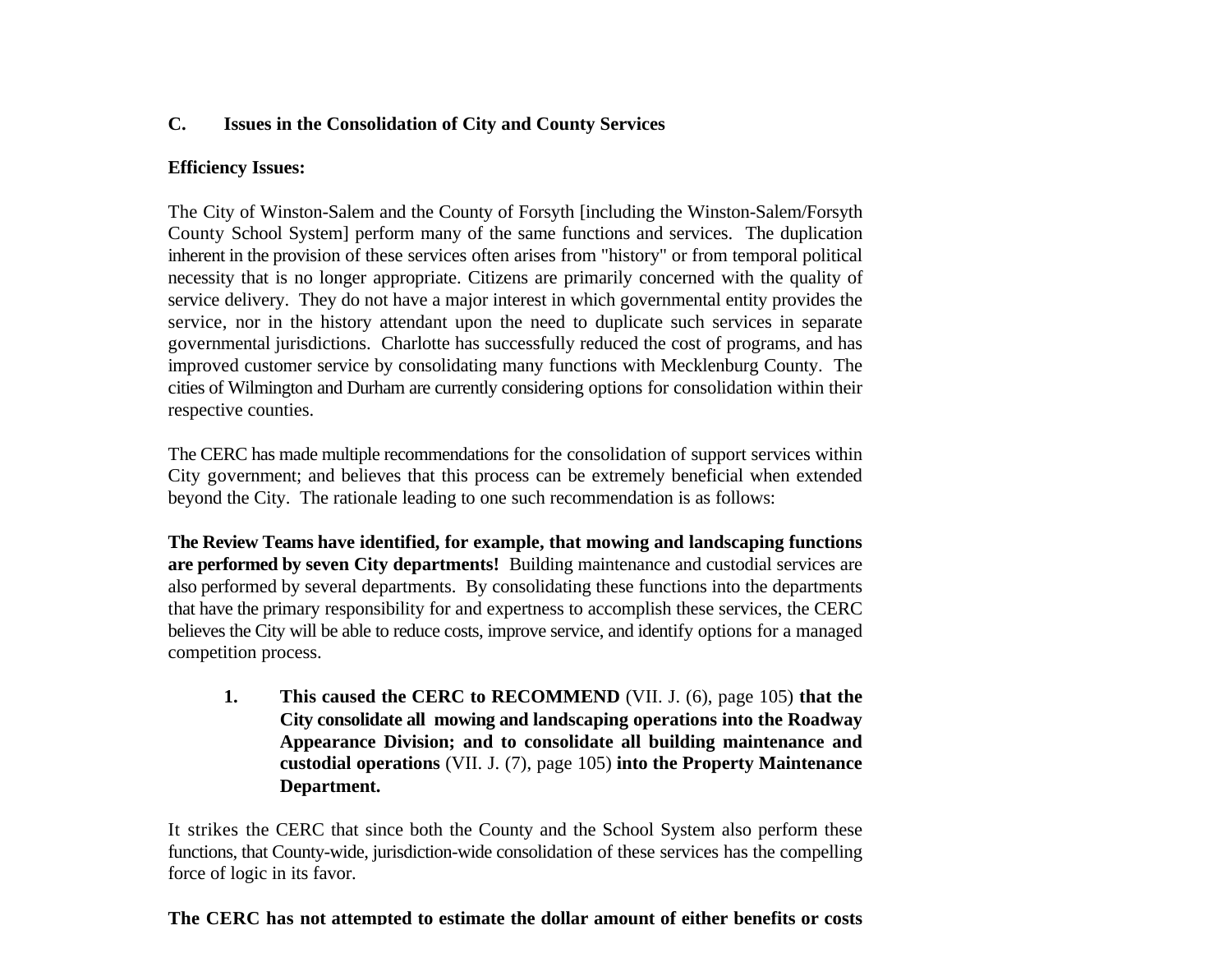### C. Issues in the Consolidation of City and County Services

**Efficiency Issues:**

The City of Winston-Salem and the County of Forsyth [including the Winston-Salem/Forsyth County School System] perform many of the same functions and services. The duplication inherent in the provision of these services often arises from "history" or from temporal political necessity that is no longer appropriate. Citizens are primarily concerned with the quality of service delivery. They do not have a major interest in which governmental entity provides the service, nor in the history attendant upon the need to duplicate such services in separate governmental jurisdictions. Charlotte has successfully reduced the cost of programs, and has improved customer service by consolidating many functions with Mecklenburg County. The cities of Wilmington and Durham are currently considering options for consolidation within their respective counties.

The CERC has made multiple recommendations for the consolidation of support services within City government; and believes that this process can be extremely beneficial when extended beyond the City. The rationale leading to one such recommendation is as follows:

**The Review Teams have identified, for example, that mowing and landscaping functions are performed by seven City departments!** Building maintenance and custodial services are also performed by several departments. By consolidating these functions into the departments that have the primary responsibility for and expertness to accomplish these services, the CERC believes the City will be able to reduce costs, improve service, and identify options for a managed competition process.

1. **This caused the CERC to RECOMMEND** (VII. J. (6), page 105) **that the City consolidate all mowing and landscaping operations into the Roadway Appearance Division; and to consolidate all building maintenance and custodial operations** (VII. J. (7), page 105) **into the Property Maintenance Department.**

It strikes the CERC that since both the County and the School System also perform these functions, that County-wide, jurisdiction-wide consolidation of these services has the compelling force of logic in its favor.

**The CERC has not attempted to estimate the dollar amount of either benefits or costs**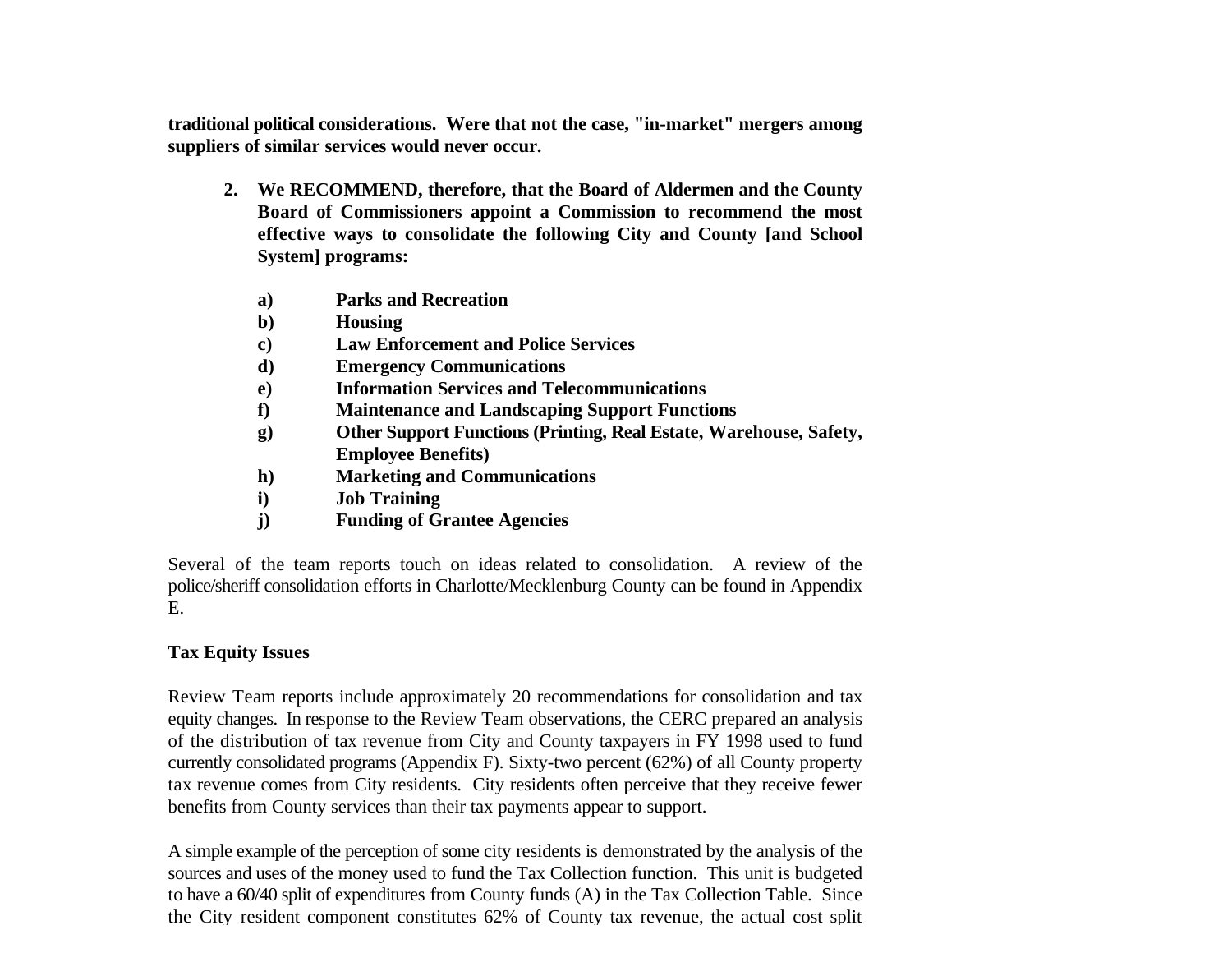**traditional political considerations. Were that not the case, "in-market" mergers among suppliers of similar services would never occur.**

2. **We RECOMMEND, therefore, that the Board of Aldermen and the County Board of Commissioners appoint a Commission to recommend the most effective ways to consolidate the following City and County [and School System] programs:**

    **a) Parks and Recreation**
    **b) Housing**
    **c) Law Enforcement and Police Services**
    **d) Emergency Communications**
    **e) Information Services and Telecommunications**
    **f) Maintenance and Landscaping Support Functions**
    **g) Other Support Functions (Printing, Real Estate, Warehouse, Safety, Employee Benefits)**
    **h) Marketing and Communications**
    **i) Job Training**
    **j) Funding of Grantee Agencies**

Several of the team reports touch on ideas related to consolidation. A review of the police/sheriff consolidation efforts in Charlotte/Mecklenburg County can be found in Appendix E.

**Tax Equity Issues**

Review Team reports include approximately 20 recommendations for consolidation and tax equity changes. In response to the Review Team observations, the CERC prepared an analysis of the distribution of tax revenue from City and County taxpayers in FY 1998 used to fund currently consolidated programs (Appendix F). Sixty-two percent (62%) of all County property tax revenue comes from City residents. City residents often perceive that they receive fewer benefits from County services than their tax payments appear to support.

A simple example of the perception of some city residents is demonstrated by the analysis of the sources and uses of the money used to fund the Tax Collection function. This unit is budgeted to have a 60/40 split of expenditures from County funds (A) in the Tax Collection Table. Since the City resident component constitutes 62% of County tax revenue, the actual cost split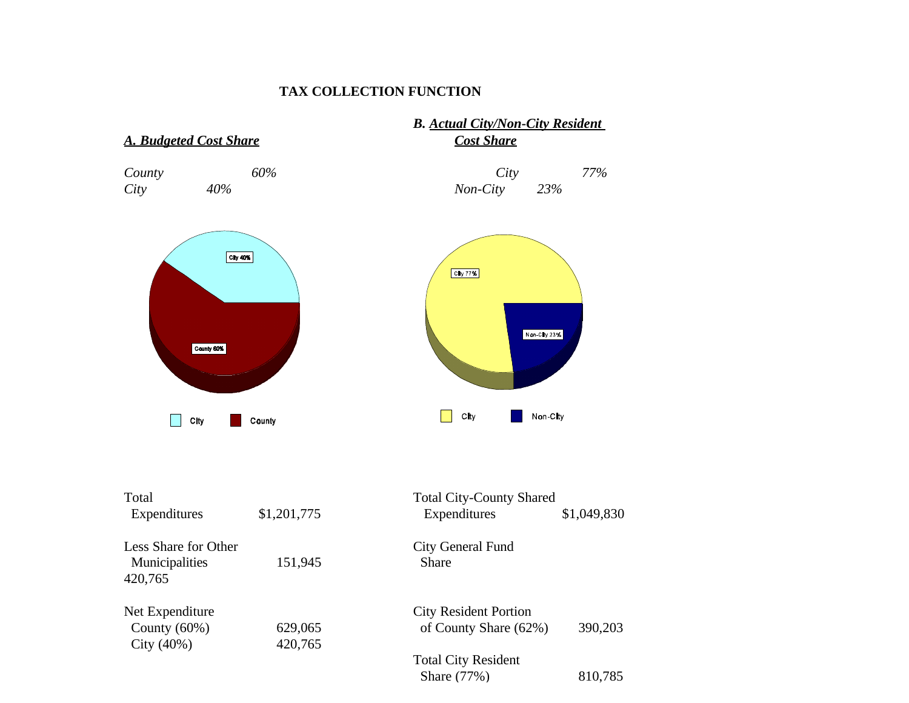**TAX COLLECTION FUNCTION**

***A. Budgeted Cost Share***

*County* *60%*
*City* *40%*

City 40%
County 60%

City County

***B. Actual City/Non-City Resident Cost Share***

*City* *77%*
*Non-City* *23%*

City 77%
Non-City 23%

City Non-City

| | |
|---|---|
| Total Expenditures | $1,201,775 |
| Less Share for Other Municipalities | 151,945 |
| 420,765 | |
| Net Expenditure | |
| County (60%) | 629,065 |
| City (40%) | 420,765 |

| | |
|---|---|
| Total City-County Shared Expenditures | $1,049,830 |
| City General Fund Share | |
| City Resident Portion of County Share (62%) | 390,203 |
| Total City Resident Share (77%) | 810,785 |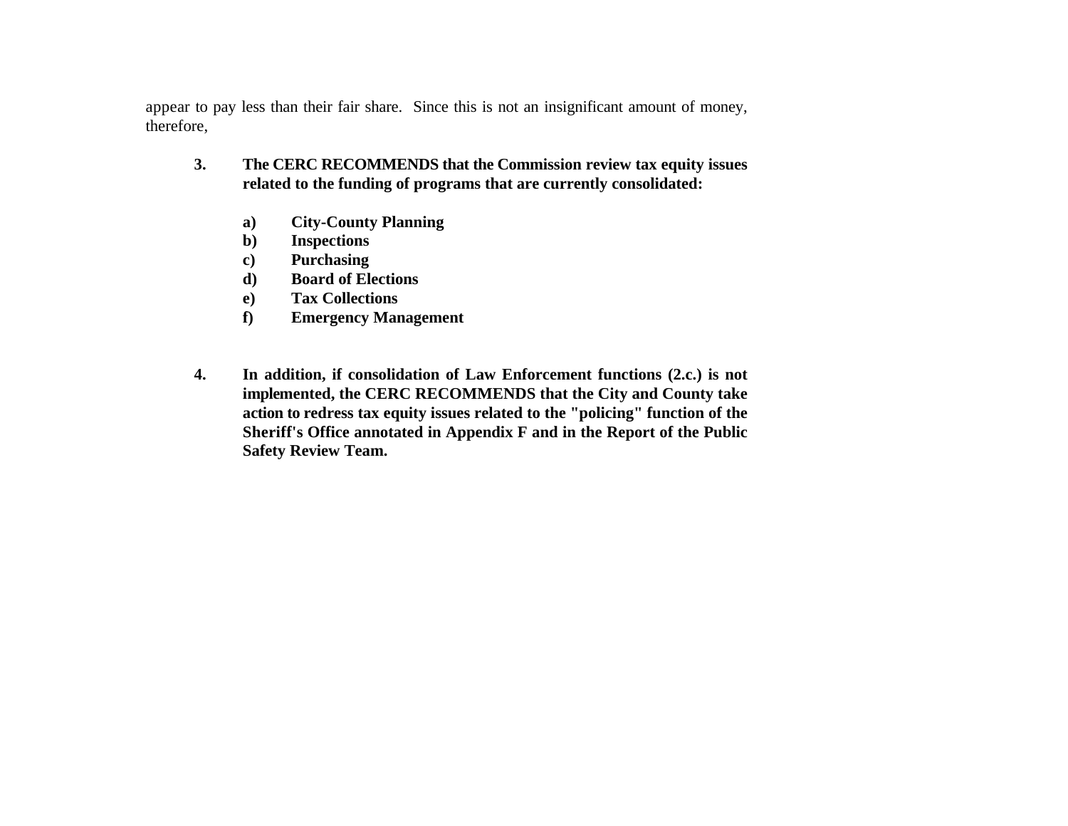appear to pay less than their fair share. Since this is not an insignificant amount of money, therefore,

3. **The CERC RECOMMENDS that the Commission review tax equity issues related to the funding of programs that are currently consolidated:**

   a) **City-County Planning**
   b) **Inspections**
   c) **Purchasing**
   d) **Board of Elections**
   e) **Tax Collections**
   f) **Emergency Management**

4. **In addition, if consolidation of Law Enforcement functions (2.c.) is not implemented, the CERC RECOMMENDS that the City and County take action to redress tax equity issues related to the "policing" function of the Sheriff's Office annotated in Appendix F and in the Report of the Public Safety Review Team.**